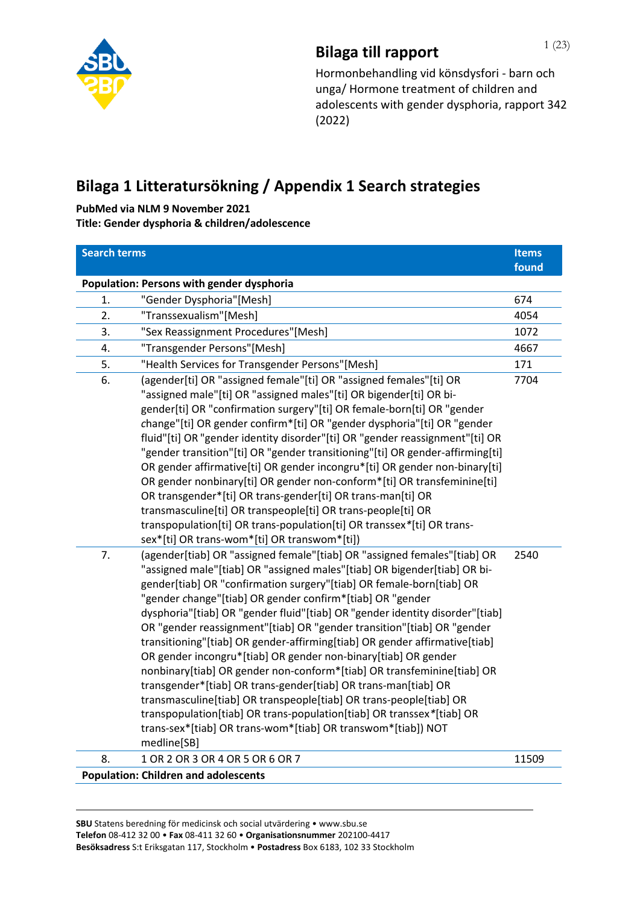## Bilaga till rapport

Hormonbehandling vid könsdysfori - barn och unga/ Hormone treatment of children and adolescents with gender dysphoria, rapport 342 (2022)

# Bilaga 1 Litteratursökning / Appendix 1 Search strategies

**PubMed via NLM 9 November 2021**
**Title: Gender dysphoria & children/adolescence**

| | Search terms | Items found |
|---|---|---|
| **Population: Persons with gender dysphoria** | | |
| 1. | "Gender Dysphoria"[Mesh] | 674 |
| 2. | "Transsexualism"[Mesh] | 4054 |
| 3. | "Sex Reassignment Procedures"[Mesh] | 1072 |
| 4. | "Transgender Persons"[Mesh] | 4667 |
| 5. | "Health Services for Transgender Persons"[Mesh] | 171 |
| 6. | (agender[ti] OR "assigned female"[ti] OR "assigned females"[ti] OR "assigned male"[ti] OR "assigned males"[ti] OR bigender[ti] OR bi-gender[ti] OR "confirmation surgery"[ti] OR female-born[ti] OR "gender change"[ti] OR gender confirm*[ti] OR "gender dysphoria"[ti] OR "gender fluid"[ti] OR "gender identity disorder"[ti] OR "gender reassignment"[ti] OR "gender transition"[ti] OR "gender transitioning"[ti] OR gender-affirming[ti] OR gender affirmative[ti] OR gender incongru*[ti] OR gender non-binary[ti] OR gender nonbinary[ti] OR gender non-conform*[ti] OR transfeminine[ti] OR transgender*[ti] OR trans-gender[ti] OR trans-man[ti] OR transmasculine[ti] OR transpeople[ti] OR trans-people[ti] OR transpopulation[ti] OR trans-population[ti] OR transsex*[ti] OR trans-sex*[ti] OR trans-wom*[ti] OR transwom*[ti]) | 7704 |
| 7. | (agender[tiab] OR "assigned female"[tiab] OR "assigned females"[tiab] OR "assigned male"[tiab] OR "assigned males"[tiab] OR bigender[tiab] OR bi-gender[tiab] OR "confirmation surgery"[tiab] OR female-born[tiab] OR "gender change"[tiab] OR gender confirm*[tiab] OR "gender dysphoria"[tiab] OR "gender fluid"[tiab] OR "gender identity disorder"[tiab] OR "gender reassignment"[tiab] OR "gender transition"[tiab] OR "gender transitioning"[tiab] OR gender-affirming[tiab] OR gender affirmative[tiab] OR gender incongru*[tiab] OR gender non-binary[tiab] OR gender nonbinary[tiab] OR gender non-conform*[tiab] OR transfeminine[tiab] OR transgender*[tiab] OR trans-gender[tiab] OR trans-man[tiab] OR transmasculine[tiab] OR transpeople[tiab] OR trans-people[tiab] OR transpopulation[tiab] OR trans-population[tiab] OR transsex*[tiab] OR trans-sex*[tiab] OR trans-wom*[tiab] OR transwom*[tiab]) NOT medline[SB] | 2540 |
| 8. | 1 OR 2 OR 3 OR 4 OR 5 OR 6 OR 7 | 11509 |
| **Population: Children and adolescents** | | |

**SBU** Statens beredning för medicinsk och social utvärdering • www.sbu.se
**Telefon** 08-412 32 00 • **Fax** 08-411 32 60 • **Organisationsnummer** 202100-4417
**Besöksadress** S:t Eriksgatan 117, Stockholm • **Postadress** Box 6183, 102 33 Stockholm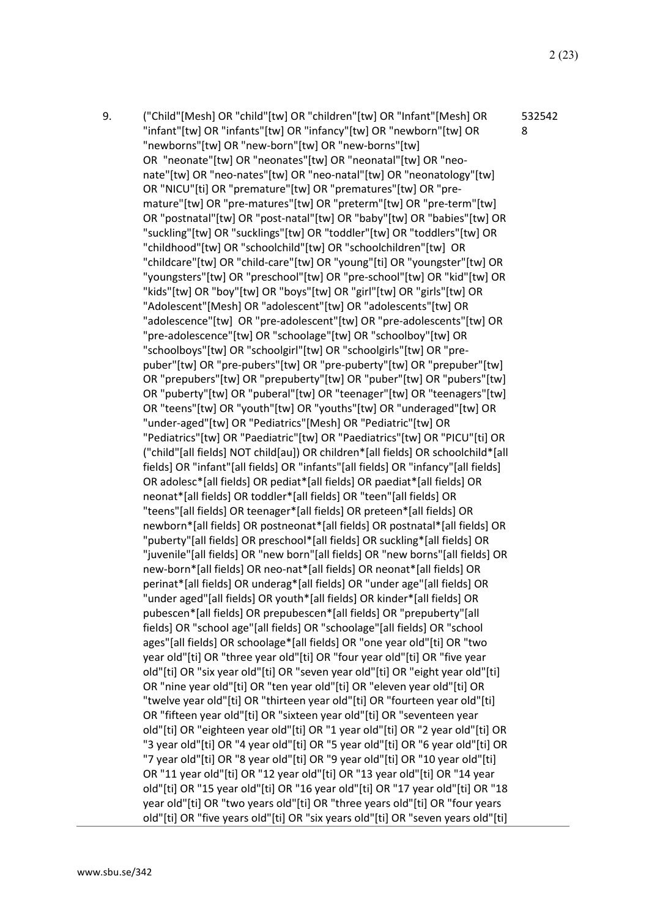| | | |
|---|---|---|
| 9. | ("Child"[Mesh] OR "child"[tw] OR "children"[tw] OR "Infant"[Mesh] OR "infant"[tw] OR "infants"[tw] OR "infancy"[tw] OR "newborn"[tw] OR "newborns"[tw] OR "new-born"[tw] OR "new-borns"[tw] OR "neonate"[tw] OR "neonates"[tw] OR "neonatal"[tw] OR "neo-nate"[tw] OR "neo-nates"[tw] OR "neo-natal"[tw] OR "neonatology"[tw] OR "NICU"[ti] OR "premature"[tw] OR "prematures"[tw] OR "pre-mature"[tw] OR "pre-matures"[tw] OR "preterm"[tw] OR "pre-term"[tw] OR "postnatal"[tw] OR "post-natal"[tw] OR "baby"[tw] OR "babies"[tw] OR "suckling"[tw] OR "sucklings"[tw] OR "toddler"[tw] OR "toddlers"[tw] OR "childhood"[tw] OR "schoolchild"[tw] OR "schoolchildren"[tw] OR "childcare"[tw] OR "child-care"[tw] OR "young"[ti] OR "youngster"[tw] OR "youngsters"[tw] OR "preschool"[tw] OR "pre-school"[tw] OR "kid"[tw] OR "kids"[tw] OR "boy"[tw] OR "boys"[tw] OR "girl"[tw] OR "girls"[tw] OR "Adolescent"[Mesh] OR "adolescent"[tw] OR "adolescents"[tw] OR "adolescence"[tw] OR "pre-adolescent"[tw] OR "pre-adolescents"[tw] OR "pre-adolescence"[tw] OR "schoolage"[tw] OR "schoolboy"[tw] OR "schoolboys"[tw] OR "schoolgirl"[tw] OR "schoolgirls"[tw] OR "pre-puber"[tw] OR "pre-pubers"[tw] OR "pre-puberty"[tw] OR "prepuber"[tw] OR "prepubers"[tw] OR "prepuberty"[tw] OR "puber"[tw] OR "pubers"[tw] OR "puberty"[tw] OR "puberal"[tw] OR "teenager"[tw] OR "teenagers"[tw] OR "teens"[tw] OR "youth"[tw] OR "youths"[tw] OR "underaged"[tw] OR "under-aged"[tw] OR "Pediatrics"[Mesh] OR "Pediatric"[tw] OR "Pediatrics"[tw] OR "Paediatric"[tw] OR "Paediatrics"[tw] OR "PICU"[ti] OR ("child"[all fields] NOT child[au]) OR children*[all fields] OR schoolchild*[all fields] OR "infant"[all fields] OR "infants"[all fields] OR "infancy"[all fields] OR adolesc*[all fields] OR pediat*[all fields] OR paediat*[all fields] OR neonat*[all fields] OR toddler*[all fields] OR "teen"[all fields] OR "teens"[all fields] OR teenager*[all fields] OR preteen*[all fields] OR newborn*[all fields] OR postneonat*[all fields] OR postnatal*[all fields] OR "puberty"[all fields] OR preschool*[all fields] OR suckling*[all fields] OR "juvenile"[all fields] OR "new born"[all fields] OR "new borns"[all fields] OR new-born*[all fields] OR neo-nat*[all fields] OR neonat*[all fields] OR perinat*[all fields] OR underag*[all fields] OR "under age"[all fields] OR "under aged"[all fields] OR youth*[all fields] OR kinder*[all fields] OR pubescen*[all fields] OR prepubescen*[all fields] OR "prepuberty"[all fields] OR "school age"[all fields] OR "schoolage"[all fields] OR "school ages"[all fields] OR schoolage*[all fields] OR "one year old"[ti] OR "two year old"[ti] OR "three year old"[ti] OR "four year old"[ti] OR "five year old"[ti] OR "six year old"[ti] OR "seven year old"[ti] OR "eight year old"[ti] OR "nine year old"[ti] OR "ten year old"[ti] OR "eleven year old"[ti] OR "twelve year old"[ti] OR "thirteen year old"[ti] OR "fourteen year old"[ti] OR "fifteen year old"[ti] OR "sixteen year old"[ti] OR "seventeen year old"[ti] OR "eighteen year old"[ti] OR "1 year old"[ti] OR "2 year old"[ti] OR "3 year old"[ti] OR "4 year old"[ti] OR "5 year old"[ti] OR "6 year old"[ti] OR "7 year old"[ti] OR "8 year old"[ti] OR "9 year old"[ti] OR "10 year old"[ti] OR "11 year old"[ti] OR "12 year old"[ti] OR "13 year old"[ti] OR "14 year old"[ti] OR "15 year old"[ti] OR "16 year old"[ti] OR "17 year old"[ti] OR "18 year old"[ti] OR "two years old"[ti] OR "three years old"[ti] OR "four years old"[ti] OR "five years old"[ti] OR "six years old"[ti] OR "seven years old"[ti] | 5325428 |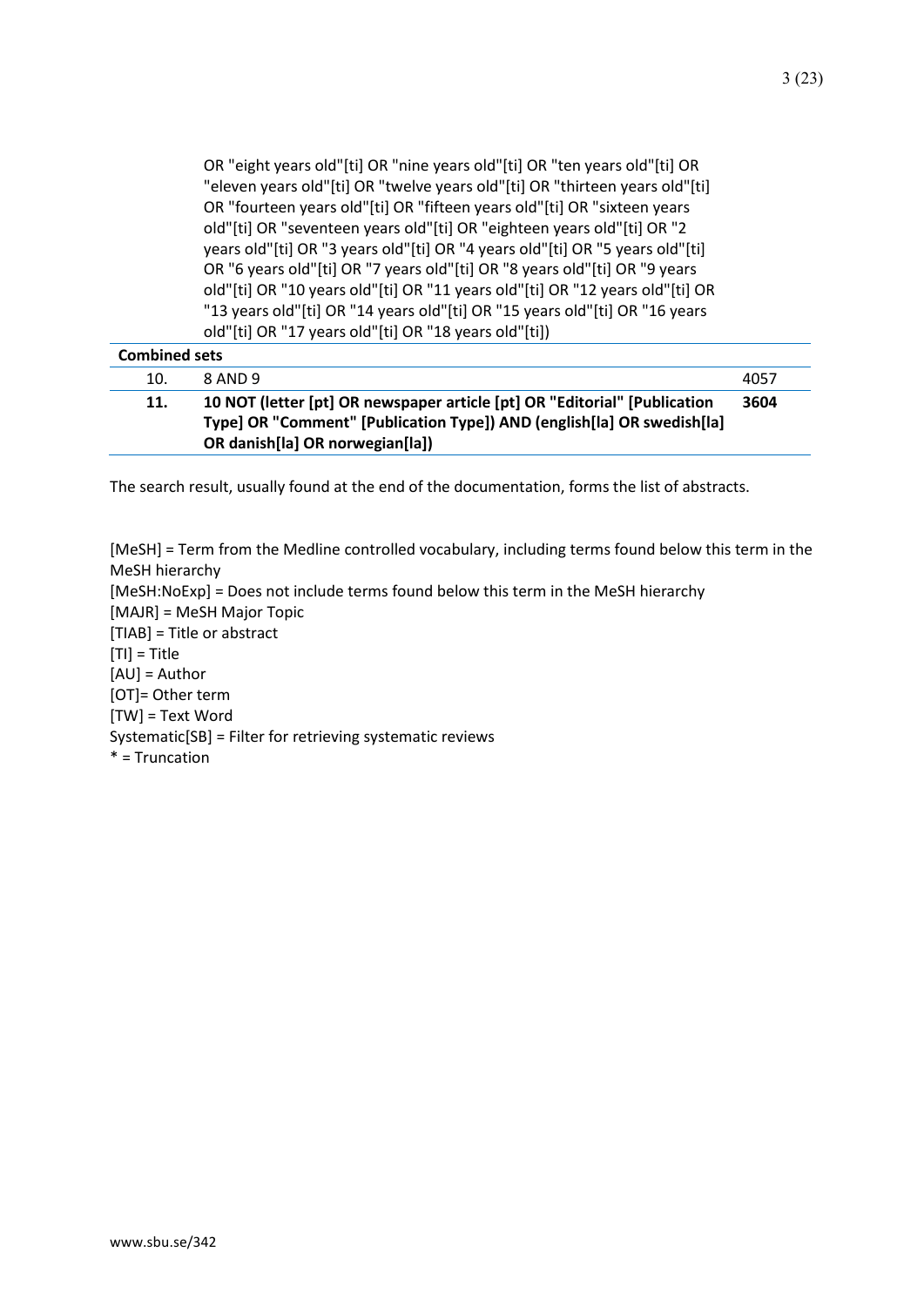|  |  |  |
|---|---|---|
|  | OR "eight years old"[ti] OR "nine years old"[ti] OR "ten years old"[ti] OR "eleven years old"[ti] OR "twelve years old"[ti] OR "thirteen years old"[ti] OR "fourteen years old"[ti] OR "fifteen years old"[ti] OR "sixteen years old"[ti] OR "seventeen years old"[ti] OR "eighteen years old"[ti] OR "2 years old"[ti] OR "3 years old"[ti] OR "4 years old"[ti] OR "5 years old"[ti] OR "6 years old"[ti] OR "7 years old"[ti] OR "8 years old"[ti] OR "9 years old"[ti] OR "10 years old"[ti] OR "11 years old"[ti] OR "12 years old"[ti] OR "13 years old"[ti] OR "14 years old"[ti] OR "15 years old"[ti] OR "16 years old"[ti] OR "17 years old"[ti] OR "18 years old"[ti]) |  |
| **Combined sets** |  |  |
| 10. | 8 AND 9 | 4057 |
| **11.** | **10 NOT (letter [pt] OR newspaper article [pt] OR "Editorial" [Publication Type] OR "Comment" [Publication Type]) AND (english[la] OR swedish[la] OR danish[la] OR norwegian[la])** | **3604** |

The search result, usually found at the end of the documentation, forms the list of abstracts.

[MeSH] = Term from the Medline controlled vocabulary, including terms found below this term in the MeSH hierarchy
[MeSH:NoExp] = Does not include terms found below this term in the MeSH hierarchy
[MAJR] = MeSH Major Topic
[TIAB] = Title or abstract
[TI] = Title
[AU] = Author
[OT]= Other term
[TW] = Text Word
Systematic[SB] = Filter for retrieving systematic reviews
* = Truncation

www.sbu.se/342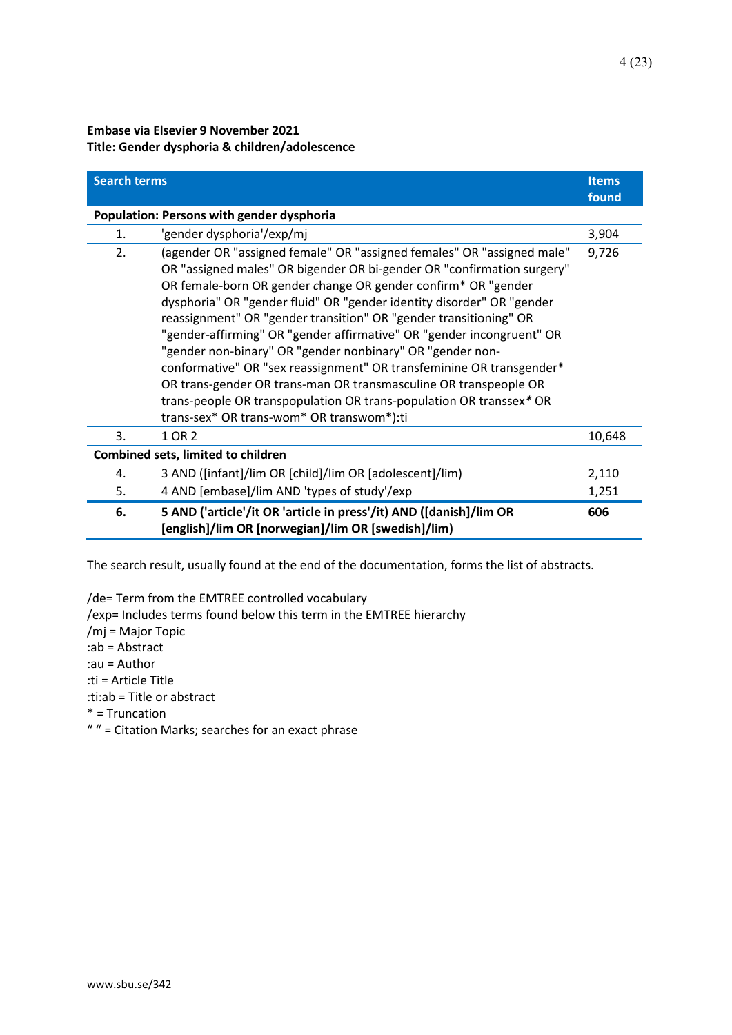**Embase via Elsevier 9 November 2021**
**Title: Gender dysphoria & children/adolescence**

| | Search terms | Items found |
|---|---|---|
| **Population: Persons with gender dysphoria** | | |
| 1. | 'gender dysphoria'/exp/mj | 3,904 |
| 2. | (agender OR "assigned female" OR "assigned females" OR "assigned male" OR "assigned males" OR bigender OR bi-gender OR "confirmation surgery" OR female-born OR gender change OR gender confirm* OR "gender dysphoria" OR "gender fluid" OR "gender identity disorder" OR "gender reassignment" OR "gender transition" OR "gender transitioning" OR "gender-affirming" OR "gender affirmative" OR "gender incongruent" OR "gender non-binary" OR "gender nonbinary" OR "gender non-conformative" OR "sex reassignment" OR transfeminine OR transgender* OR trans-gender OR trans-man OR transmasculine OR transpeople OR trans-people OR transpopulation OR trans-population OR transsex* OR trans-sex* OR trans-wom* OR transwom*):ti | 9,726 |
| 3. | 1 OR 2 | 10,648 |
| **Combined sets, limited to children** | | |
| 4. | 3 AND ([infant]/lim OR [child]/lim OR [adolescent]/lim) | 2,110 |
| 5. | 4 AND [embase]/lim AND 'types of study'/exp | 1,251 |
| **6.** | **5 AND ('article'/it OR 'article in press'/it) AND ([danish]/lim OR [english]/lim OR [norwegian]/lim OR [swedish]/lim)** | **606** |

The search result, usually found at the end of the documentation, forms the list of abstracts.

/de= Term from the EMTREE controlled vocabulary
/exp= Includes terms found below this term in the EMTREE hierarchy
/mj = Major Topic
:ab = Abstract
:au = Author
:ti = Article Title
:ti:ab = Title or abstract
* = Truncation
" " = Citation Marks; searches for an exact phrase

www.sbu.se/342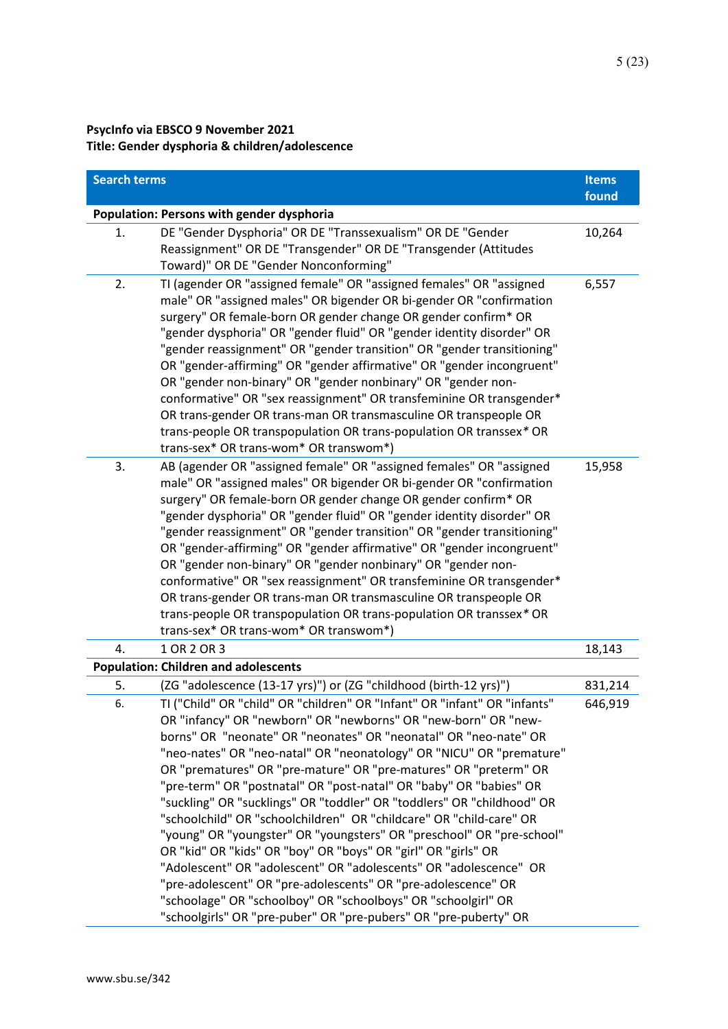**PsycInfo via EBSCO 9 November 2021**
**Title: Gender dysphoria & children/adolescence**

| | Search terms | Items found |
|---|---|---|
| **Population: Persons with gender dysphoria** | | |
| 1. | DE "Gender Dysphoria" OR DE "Transsexualism" OR DE "Gender Reassignment" OR DE "Transgender" OR DE "Transgender (Attitudes Toward)" OR DE "Gender Nonconforming" | 10,264 |
| 2. | TI (agender OR "assigned female" OR "assigned females" OR "assigned male" OR "assigned males" OR bigender OR bi-gender OR "confirmation surgery" OR female-born OR gender change OR gender confirm* OR "gender dysphoria" OR "gender fluid" OR "gender identity disorder" OR "gender reassignment" OR "gender transition" OR "gender transitioning" OR "gender-affirming" OR "gender affirmative" OR "gender incongruent" OR "gender non-binary" OR "gender nonbinary" OR "gender non-conformative" OR "sex reassignment" OR transfeminine OR transgender* OR trans-gender OR trans-man OR transmasculine OR transpeople OR trans-people OR transpopulation OR trans-population OR transsex* OR trans-sex* OR trans-wom* OR transwom*) | 6,557 |
| 3. | AB (agender OR "assigned female" OR "assigned females" OR "assigned male" OR "assigned males" OR bigender OR bi-gender OR "confirmation surgery" OR female-born OR gender change OR gender confirm* OR "gender dysphoria" OR "gender fluid" OR "gender identity disorder" OR "gender reassignment" OR "gender transition" OR "gender transitioning" OR "gender-affirming" OR "gender affirmative" OR "gender incongruent" OR "gender non-binary" OR "gender nonbinary" OR "gender non-conformative" OR "sex reassignment" OR transfeminine OR transgender* OR trans-gender OR trans-man OR transmasculine OR transpeople OR trans-people OR transpopulation OR trans-population OR transsex* OR trans-sex* OR trans-wom* OR transwom*) | 15,958 |
| 4. | 1 OR 2 OR 3 | 18,143 |
| **Population: Children and adolescents** | | |
| 5. | (ZG "adolescence (13-17 yrs)") or (ZG "childhood (birth-12 yrs)") | 831,214 |
| 6. | TI ("Child" OR "child" OR "children" OR "Infant" OR "infant" OR "infants" OR "infancy" OR "newborn" OR "newborns" OR "new-born" OR "new-borns" OR "neonate" OR "neonates" OR "neonatal" OR "neo-nate" OR "neo-nates" OR "neo-natal" OR "neonatology" OR "NICU" OR "premature" OR "prematures" OR "pre-mature" OR "pre-matures" OR "preterm" OR "pre-term" OR "postnatal" OR "post-natal" OR "baby" OR "babies" OR "suckling" OR "sucklings" OR "toddler" OR "toddlers" OR "childhood" OR "schoolchild" OR "schoolchildren" OR "childcare" OR "child-care" OR "young" OR "youngster" OR "youngsters" OR "preschool" OR "pre-school" OR "kid" OR "kids" OR "boy" OR "boys" OR "girl" OR "girls" OR "Adolescent" OR "adolescent" OR "adolescents" OR "adolescence" OR "pre-adolescent" OR "pre-adolescents" OR "pre-adolescence" OR "schoolage" OR "schoolboy" OR "schoolboys" OR "schoolgirl" OR "schoolgirls" OR "pre-puber" OR "pre-pubers" OR "pre-puberty" OR | 646,919 |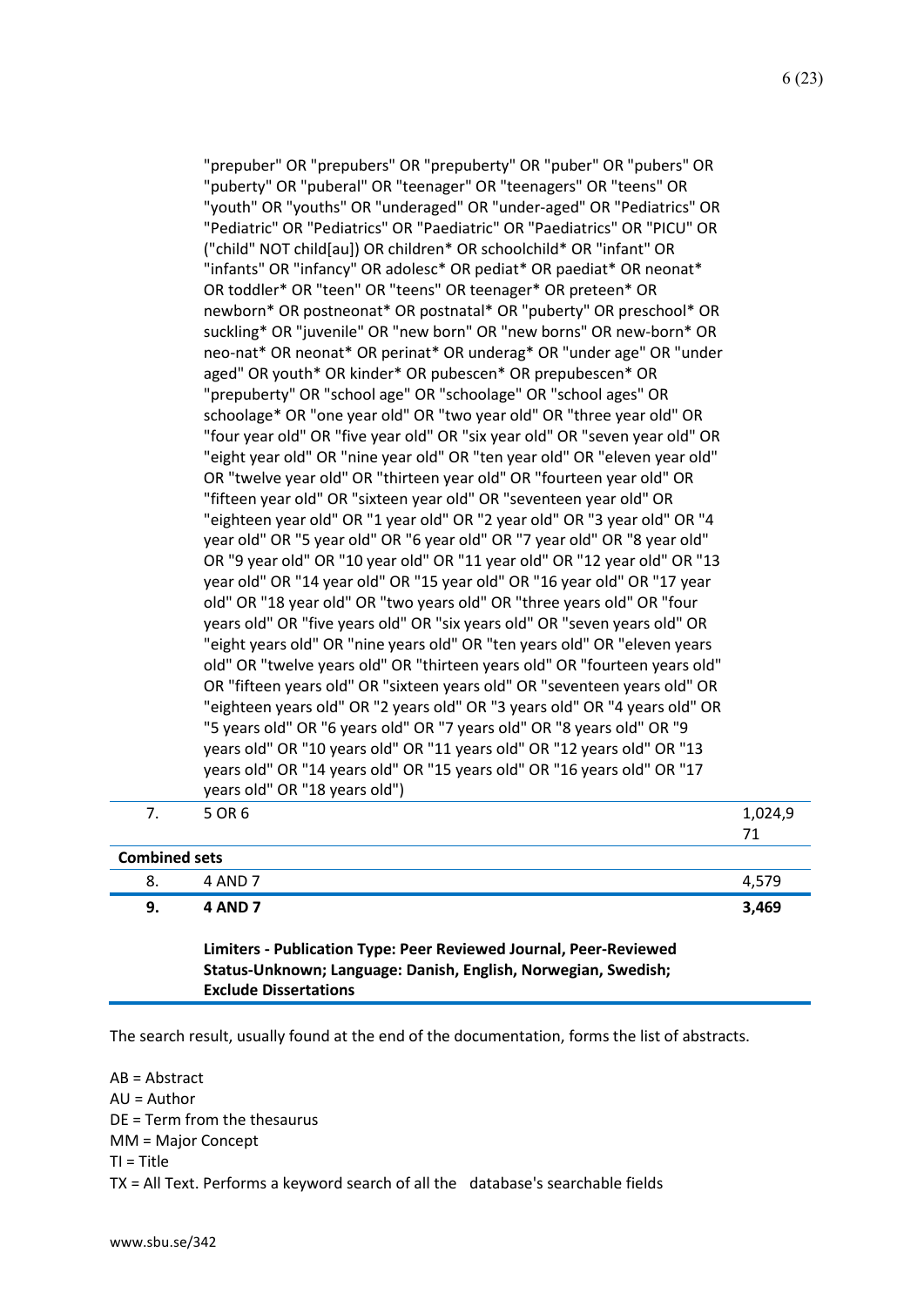| | | |
|---|---|---|
| | "prepuber" OR "prepubers" OR "prepuberty" OR "puber" OR "pubers" OR "puberty" OR "puberal" OR "teenager" OR "teenagers" OR "teens" OR "youth" OR "youths" OR "underaged" OR "under-aged" OR "Pediatrics" OR "Pediatric" OR "Pediatrics" OR "Paediatric" OR "Paediatrics" OR "PICU" OR ("child" NOT child[au]) OR children* OR schoolchild* OR "infant" OR "infants" OR "infancy" OR adolesc* OR pediat* OR paediat* OR neonat* OR toddler* OR "teen" OR "teens" OR teenager* OR preteen* OR newborn* OR postneonat* OR postnatal* OR "puberty" OR preschool* OR suckling* OR "juvenile" OR "new born" OR "new borns" OR new-born* OR neo-nat* OR neonat* OR perinat* OR underag* OR "under age" OR "under aged" OR youth* OR kinder* OR pubescen* OR prepubescen* OR "prepuberty" OR "school age" OR "schoolage" OR "school ages" OR schoolage* OR "one year old" OR "two year old" OR "three year old" OR "four year old" OR "five year old" OR "six year old" OR "seven year old" OR "eight year old" OR "nine year old" OR "ten year old" OR "eleven year old" OR "twelve year old" OR "thirteen year old" OR "fourteen year old" OR "fifteen year old" OR "sixteen year old" OR "seventeen year old" OR "eighteen year old" OR "1 year old" OR "2 year old" OR "3 year old" OR "4 year old" OR "5 year old" OR "6 year old" OR "7 year old" OR "8 year old" OR "9 year old" OR "10 year old" OR "11 year old" OR "12 year old" OR "13 year old" OR "14 year old" OR "15 year old" OR "16 year old" OR "17 year old" OR "18 year old" OR "two years old" OR "three years old" OR "four years old" OR "five years old" OR "six years old" OR "seven years old" OR "eight years old" OR "nine years old" OR "ten years old" OR "eleven years old" OR "twelve years old" OR "thirteen years old" OR "fourteen years old" OR "fifteen years old" OR "sixteen years old" OR "seventeen years old" OR "eighteen years old" OR "2 years old" OR "3 years old" OR "4 years old" OR "5 years old" OR "6 years old" OR "7 years old" OR "8 years old" OR "9 years old" OR "10 years old" OR "11 years old" OR "12 years old" OR "13 years old" OR "14 years old" OR "15 years old" OR "16 years old" OR "17 years old" OR "18 years old") | |
| 7. | 5 OR 6 | 1,024,971 |
| **Combined sets** | | |
| 8. | 4 AND 7 | 4,579 |
| **9.** | **4 AND 7** | **3,469** |
| | **Limiters - Publication Type: Peer Reviewed Journal, Peer-Reviewed Status-Unknown; Language: Danish, English, Norwegian, Swedish; Exclude Dissertations** | |

The search result, usually found at the end of the documentation, forms the list of abstracts.

AB = Abstract  
AU = Author  
DE = Term from the thesaurus  
MM = Major Concept  
TI = Title  
TX = All Text. Performs a keyword search of all the database's searchable fields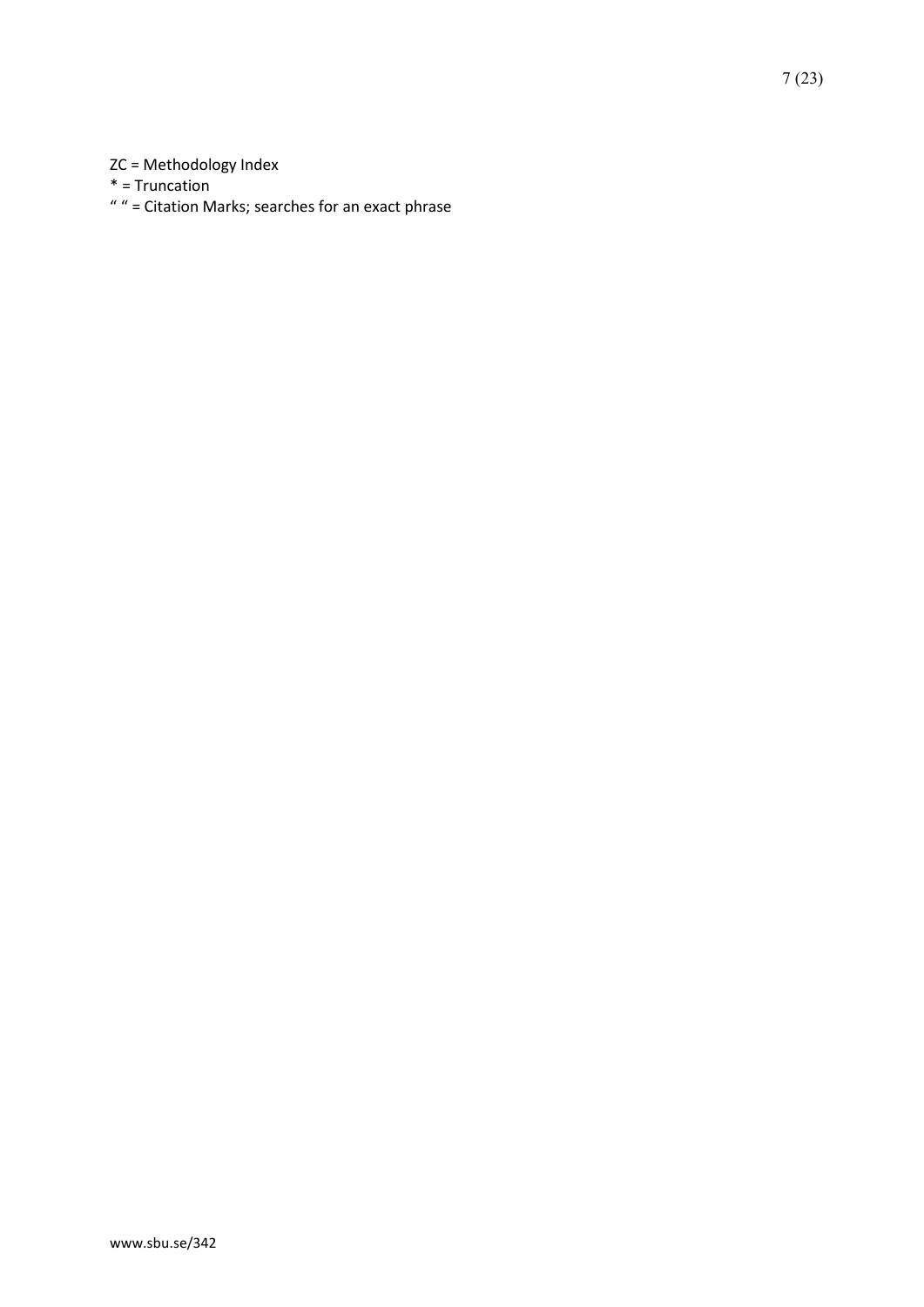ZC = Methodology Index
* = Truncation
“ “ = Citation Marks; searches for an exact phrase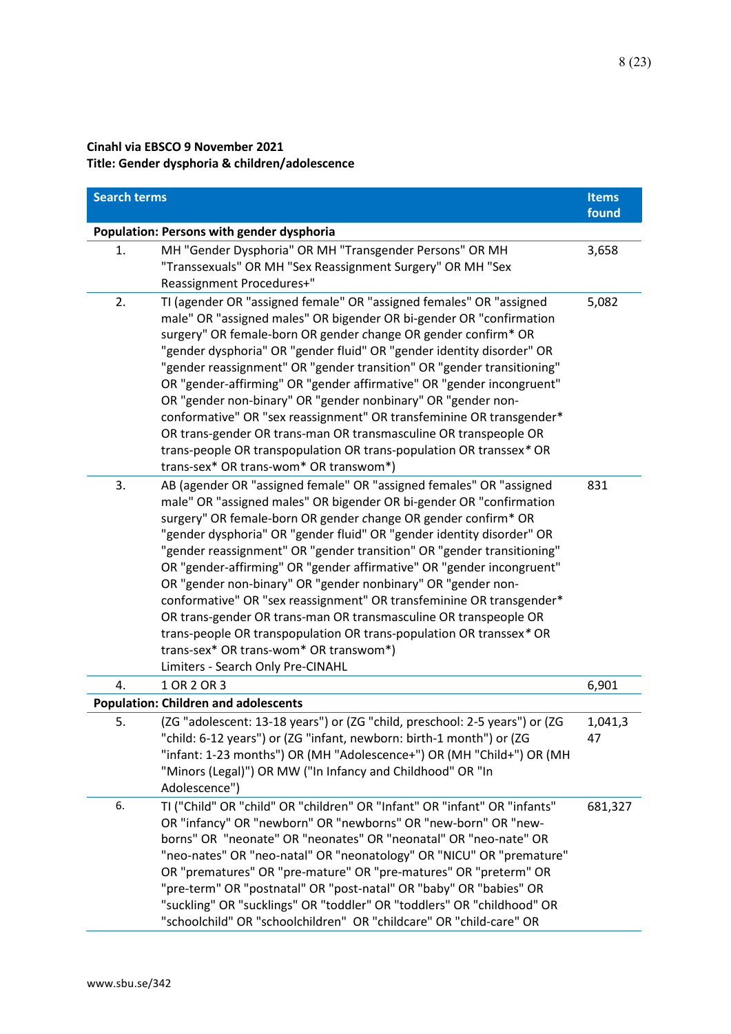**Cinahl via EBSCO 9 November 2021**
**Title: Gender dysphoria & children/adolescence**

| | Search terms | Items found |
|---|---|---|
| **Population: Persons with gender dysphoria** | | |
| 1. | MH "Gender Dysphoria" OR MH "Transgender Persons" OR MH "Transsexuals" OR MH "Sex Reassignment Surgery" OR MH "Sex Reassignment Procedures+" | 3,658 |
| 2. | TI (agender OR "assigned female" OR "assigned females" OR "assigned male" OR "assigned males" OR bigender OR bi-gender OR "confirmation surgery" OR female-born OR gender change OR gender confirm* OR "gender dysphoria" OR "gender fluid" OR "gender identity disorder" OR "gender reassignment" OR "gender transition" OR "gender transitioning" OR "gender-affirming" OR "gender affirmative" OR "gender incongruent" OR "gender non-binary" OR "gender nonbinary" OR "gender non-conformative" OR "sex reassignment" OR transfeminine OR transgender* OR trans-gender OR trans-man OR transmasculine OR transpeople OR trans-people OR transpopulation OR trans-population OR transsex* OR trans-sex* OR trans-wom* OR transwom*) | 5,082 |
| 3. | AB (agender OR "assigned female" OR "assigned females" OR "assigned male" OR "assigned males" OR bigender OR bi-gender OR "confirmation surgery" OR female-born OR gender change OR gender confirm* OR "gender dysphoria" OR "gender fluid" OR "gender identity disorder" OR "gender reassignment" OR "gender transition" OR "gender transitioning" OR "gender-affirming" OR "gender affirmative" OR "gender incongruent" OR "gender non-binary" OR "gender nonbinary" OR "gender non-conformative" OR "sex reassignment" OR transfeminine OR transgender* OR trans-gender OR trans-man OR transmasculine OR transpeople OR trans-people OR transpopulation OR trans-population OR transsex* OR trans-sex* OR trans-wom* OR transwom*) Limiters - Search Only Pre-CINAHL | 831 |
| 4. | 1 OR 2 OR 3 | 6,901 |
| **Population: Children and adolescents** | | |
| 5. | (ZG "adolescent: 13-18 years") or (ZG "child, preschool: 2-5 years") or (ZG "child: 6-12 years") or (ZG "infant, newborn: birth-1 month") or (ZG "infant: 1-23 months") OR (MH "Adolescence+") OR (MH "Child+") OR (MH "Minors (Legal)") OR MW ("In Infancy and Childhood" OR "In Adolescence") | 1,041,347 |
| 6. | TI ("Child" OR "child" OR "children" OR "Infant" OR "infant" OR "infants" OR "infancy" OR "newborn" OR "newborns" OR "new-born" OR "new-borns" OR "neonate" OR "neonates" OR "neonatal" OR "neo-nate" OR "neo-nates" OR "neo-natal" OR "neonatology" OR "NICU" OR "premature" OR "prematures" OR "pre-mature" OR "pre-matures" OR "preterm" OR "pre-term" OR "postnatal" OR "post-natal" OR "baby" OR "babies" OR "suckling" OR "sucklings" OR "toddler" OR "toddlers" OR "childhood" OR "schoolchild" OR "schoolchildren" OR "childcare" OR "child-care" OR | 681,327 |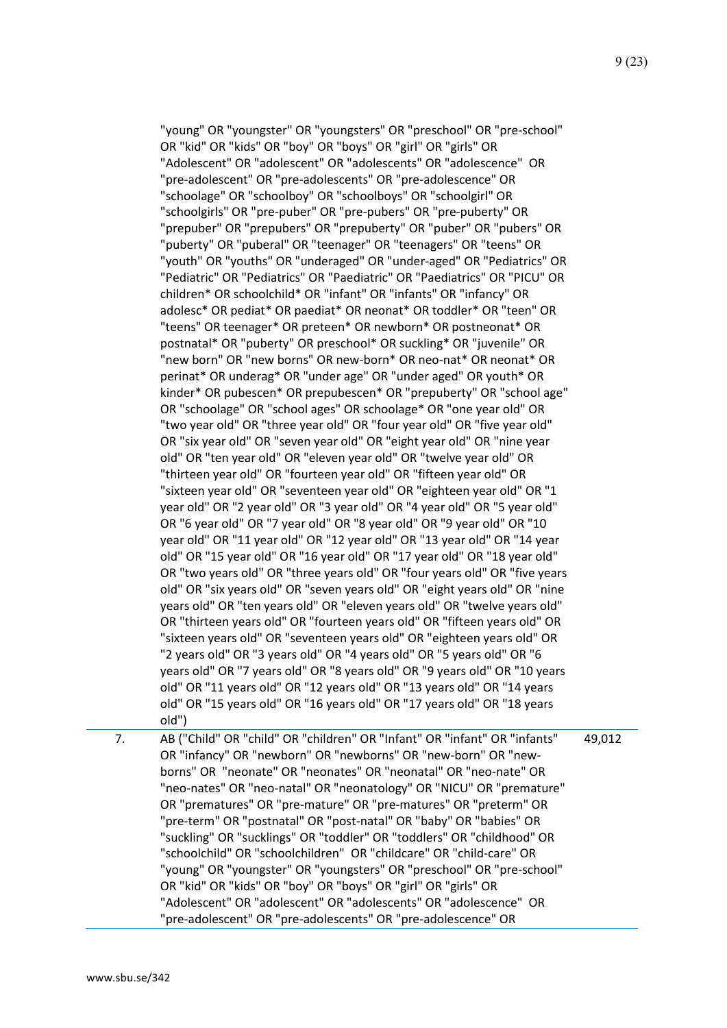| | | |
|---|---|---|
| | "young" OR "youngster" OR "youngsters" OR "preschool" OR "pre-school" OR "kid" OR "kids" OR "boy" OR "boys" OR "girl" OR "girls" OR "Adolescent" OR "adolescent" OR "adolescents" OR "adolescence" OR "pre-adolescent" OR "pre-adolescents" OR "pre-adolescence" OR "schoolage" OR "schoolboy" OR "schoolboys" OR "schoolgirl" OR "schoolgirls" OR "pre-puber" OR "pre-pubers" OR "pre-puberty" OR "prepuber" OR "prepubers" OR "prepuberty" OR "puber" OR "pubers" OR "puberty" OR "puberal" OR "teenager" OR "teenagers" OR "teens" OR "youth" OR "youths" OR "underaged" OR "under-aged" OR "Pediatrics" OR "Pediatric" OR "Pediatrics" OR "Paediatric" OR "Paediatrics" OR "PICU" OR children* OR schoolchild* OR "infant" OR "infants" OR "infancy" OR adolesc* OR pediat* OR paediat* OR neonat* OR toddler* OR "teen" OR "teens" OR teenager* OR preteen* OR newborn* OR postneonat* OR postnatal* OR "puberty" OR preschool* OR suckling* OR "juvenile" OR "new born" OR "new borns" OR new-born* OR neo-nat* OR neonat* OR perinat* OR underag* OR "under age" OR "under aged" OR youth* OR kinder* OR pubescen* OR prepubescen* OR "prepuberty" OR "school age" OR "schoolage" OR "school ages" OR schoolage* OR "one year old" OR "two year old" OR "three year old" OR "four year old" OR "five year old" OR "six year old" OR "seven year old" OR "eight year old" OR "nine year old" OR "ten year old" OR "eleven year old" OR "twelve year old" OR "thirteen year old" OR "fourteen year old" OR "fifteen year old" OR "sixteen year old" OR "seventeen year old" OR "eighteen year old" OR "1 year old" OR "2 year old" OR "3 year old" OR "4 year old" OR "5 year old" OR "6 year old" OR "7 year old" OR "8 year old" OR "9 year old" OR "10 year old" OR "11 year old" OR "12 year old" OR "13 year old" OR "14 year old" OR "15 year old" OR "16 year old" OR "17 year old" OR "18 year old" OR "two years old" OR "three years old" OR "four years old" OR "five years old" OR "six years old" OR "seven years old" OR "eight years old" OR "nine years old" OR "ten years old" OR "eleven years old" OR "twelve years old" OR "thirteen years old" OR "fourteen years old" OR "fifteen years old" OR "sixteen years old" OR "seventeen years old" OR "eighteen years old" OR "2 years old" OR "3 years old" OR "4 years old" OR "5 years old" OR "6 years old" OR "7 years old" OR "8 years old" OR "9 years old" OR "10 years old" OR "11 years old" OR "12 years old" OR "13 years old" OR "14 years old" OR "15 years old" OR "16 years old" OR "17 years old" OR "18 years old") | |
| 7. | AB ("Child" OR "child" OR "children" OR "Infant" OR "infant" OR "infants" OR "infancy" OR "newborn" OR "newborns" OR "new-born" OR "new-borns" OR "neonate" OR "neonates" OR "neonatal" OR "neo-nate" OR "neo-nates" OR "neo-natal" OR "neonatology" OR "NICU" OR "premature" OR "prematures" OR "pre-mature" OR "pre-matures" OR "preterm" OR "pre-term" OR "postnatal" OR "post-natal" OR "baby" OR "babies" OR "suckling" OR "sucklings" OR "toddler" OR "toddlers" OR "childhood" OR "schoolchild" OR "schoolchildren" OR "childcare" OR "child-care" OR "young" OR "youngster" OR "youngsters" OR "preschool" OR "pre-school" OR "kid" OR "kids" OR "boy" OR "boys" OR "girl" OR "girls" OR "Adolescent" OR "adolescent" OR "adolescents" OR "adolescence" OR "pre-adolescent" OR "pre-adolescents" OR "pre-adolescence" OR | 49,012 |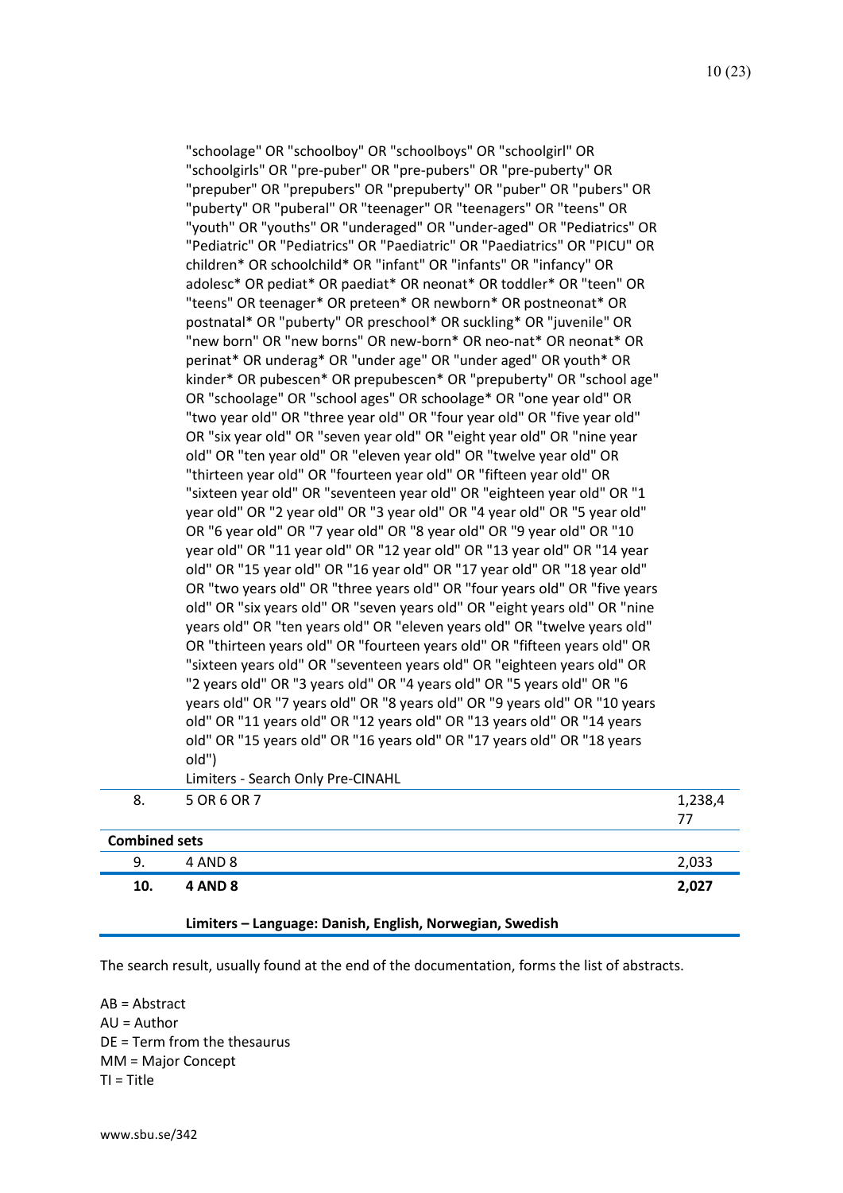| | | |
|---|---|---|
| | "schoolage" OR "schoolboy" OR "schoolboys" OR "schoolgirl" OR "schoolgirls" OR "pre-puber" OR "pre-pubers" OR "pre-puberty" OR "prepuber" OR "prepubers" OR "prepuberty" OR "puber" OR "pubers" OR "puberty" OR "puberal" OR "teenager" OR "teenagers" OR "teens" OR "youth" OR "youths" OR "underaged" OR "under-aged" OR "Pediatrics" OR "Pediatric" OR "Pediatrics" OR "Paediatric" OR "Paediatrics" OR "PICU" OR children* OR schoolchild* OR "infant" OR "infants" OR "infancy" OR adolesc* OR pediat* OR paediat* OR neonat* OR toddler* OR "teen" OR "teens" OR teenager* OR preteen* OR newborn* OR postneonat* OR postnatal* OR "puberty" OR preschool* OR suckling* OR "juvenile" OR "new born" OR "new borns" OR new-born* OR neo-nat* OR neonat* OR perinat* OR underag* OR "under age" OR "under aged" OR youth* OR kinder* OR pubescen* OR prepubescen* OR "prepuberty" OR "school age" OR "schoolage" OR "school ages" OR schoolage* OR "one year old" OR "two year old" OR "three year old" OR "four year old" OR "five year old" OR "six year old" OR "seven year old" OR "eight year old" OR "nine year old" OR "ten year old" OR "eleven year old" OR "twelve year old" OR "thirteen year old" OR "fourteen year old" OR "fifteen year old" OR "sixteen year old" OR "seventeen year old" OR "eighteen year old" OR "1 year old" OR "2 year old" OR "3 year old" OR "4 year old" OR "5 year old" OR "6 year old" OR "7 year old" OR "8 year old" OR "9 year old" OR "10 year old" OR "11 year old" OR "12 year old" OR "13 year old" OR "14 year old" OR "15 year old" OR "16 year old" OR "17 year old" OR "18 year old" OR "two years old" OR "three years old" OR "four years old" OR "five years old" OR "six years old" OR "seven years old" OR "eight years old" OR "nine years old" OR "ten years old" OR "eleven years old" OR "twelve years old" OR "thirteen years old" OR "fourteen years old" OR "fifteen years old" OR "sixteen years old" OR "seventeen years old" OR "eighteen years old" OR "2 years old" OR "3 years old" OR "4 years old" OR "5 years old" OR "6 years old" OR "7 years old" OR "8 years old" OR "9 years old" OR "10 years old" OR "11 years old" OR "12 years old" OR "13 years old" OR "14 years old" OR "15 years old" OR "16 years old" OR "17 years old" OR "18 years old")<br>Limiters - Search Only Pre-CINAHL | |
| 8. | 5 OR 6 OR 7 | 1,238,477 |
| **Combined sets** | | |
| 9. | 4 AND 8 | 2,033 |
| **10.** | **4 AND 8** | **2,027** |
| | **Limiters – Language: Danish, English, Norwegian, Swedish** | |

The search result, usually found at the end of the documentation, forms the list of abstracts.

AB = Abstract
AU = Author
DE = Term from the thesaurus
MM = Major Concept
TI = Title

www.sbu.se/342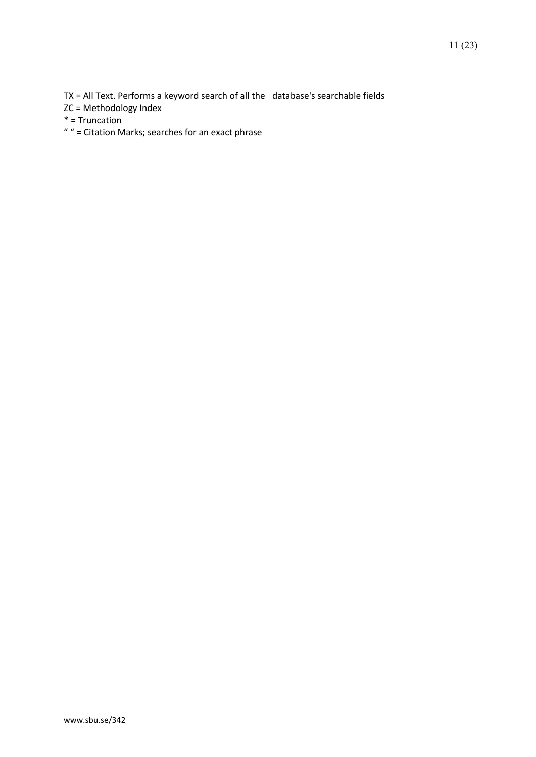TX = All Text. Performs a keyword search of all the database's searchable fields  
ZC = Methodology Index  
* = Truncation  
" " = Citation Marks; searches for an exact phrase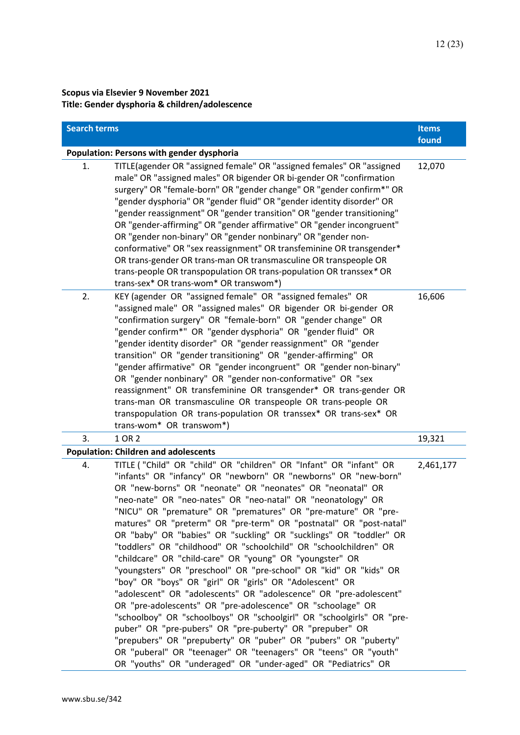**Scopus via Elsevier 9 November 2021**
**Title: Gender dysphoria & children/adolescence**

| | Search terms | Items found |
|---|---|---|
| **Population: Persons with gender dysphoria** | | |
| 1. | TITLE(agender OR "assigned female" OR "assigned females" OR "assigned male" OR "assigned males" OR bigender OR bi-gender OR "confirmation surgery" OR "female-born" OR "gender change" OR "gender confirm*" OR "gender dysphoria" OR "gender fluid" OR "gender identity disorder" OR "gender reassignment" OR "gender transition" OR "gender transitioning" OR "gender-affirming" OR "gender affirmative" OR "gender incongruent" OR "gender non-binary" OR "gender nonbinary" OR "gender non-conformative" OR "sex reassignment" OR transfeminine OR transgender* OR trans-gender OR trans-man OR transmasculine OR transpeople OR trans-people OR transpopulation OR trans-population OR transsex* OR trans-sex* OR trans-wom* OR transwom*) | 12,070 |
| 2. | KEY (agender OR "assigned female" OR "assigned females" OR "assigned male" OR "assigned males" OR bigender OR bi-gender OR "confirmation surgery" OR "female-born" OR "gender change" OR "gender confirm*" OR "gender dysphoria" OR "gender fluid" OR "gender identity disorder" OR "gender reassignment" OR "gender transition" OR "gender transitioning" OR "gender-affirming" OR "gender affirmative" OR "gender incongruent" OR "gender non-binary" OR "gender nonbinary" OR "gender non-conformative" OR "sex reassignment" OR transfeminine OR transgender* OR trans-gender OR trans-man OR transmasculine OR transpeople OR trans-people OR transpopulation OR trans-population OR transsex* OR trans-sex* OR trans-wom* OR transwom*) | 16,606 |
| 3. | 1 OR 2 | 19,321 |
| **Population: Children and adolescents** | | |
| 4. | TITLE ( "Child" OR "child" OR "children" OR "Infant" OR "infant" OR "infants" OR "infancy" OR "newborn" OR "newborns" OR "new-born" OR "new-borns" OR "neonate" OR "neonates" OR "neonatal" OR "neo-nate" OR "neo-nates" OR "neo-natal" OR "neonatology" OR "NICU" OR "premature" OR "prematures" OR "pre-mature" OR "pre-matures" OR "preterm" OR "pre-term" OR "postnatal" OR "post-natal" OR "baby" OR "babies" OR "suckling" OR "sucklings" OR "toddler" OR "toddlers" OR "childhood" OR "schoolchild" OR "schoolchildren" OR "childcare" OR "child-care" OR "young" OR "youngster" OR "youngsters" OR "preschool" OR "pre-school" OR "kid" OR "kids" OR "boy" OR "boys" OR "girl" OR "girls" OR "Adolescent" OR "adolescent" OR "adolescents" OR "adolescence" OR "pre-adolescent" OR "pre-adolescents" OR "pre-adolescence" OR "schoolage" OR "schoolboy" OR "schoolboys" OR "schoolgirl" OR "schoolgirls" OR "pre-puber" OR "pre-pubers" OR "pre-puberty" OR "prepuber" OR "prepubers" OR "prepuberty" OR "puber" OR "pubers" OR "puberty" OR "puberal" OR "teenager" OR "teenagers" OR "teens" OR "youth" OR "youths" OR "underaged" OR "under-aged" OR "Pediatrics" OR | 2,461,177 |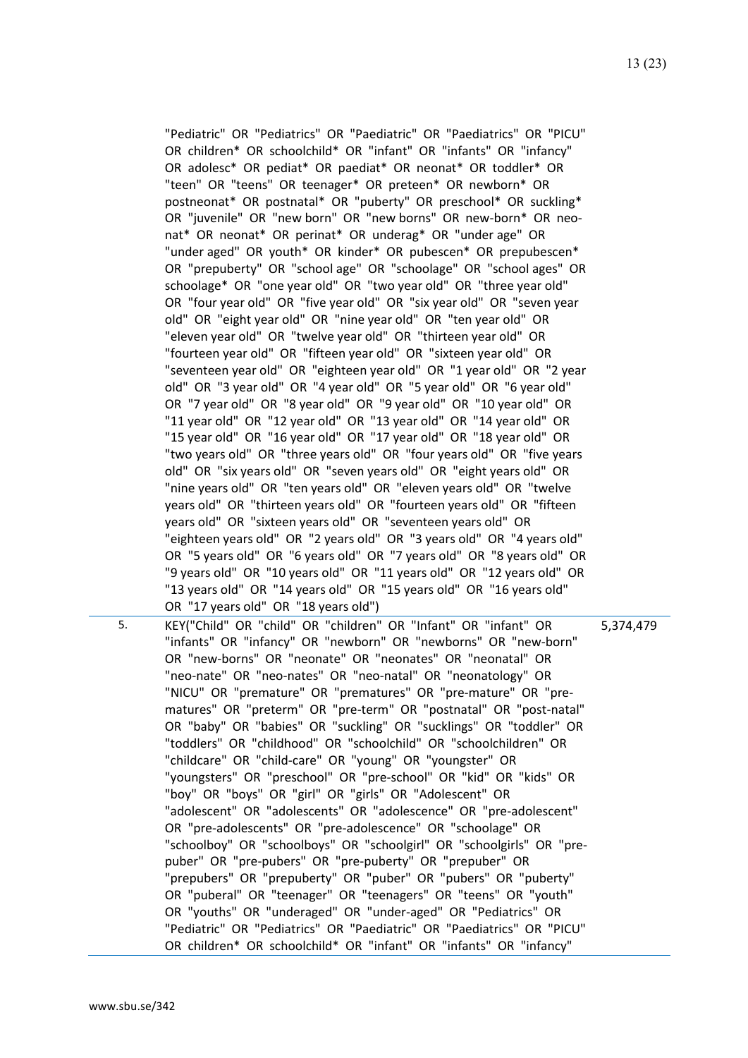| | | |
|---|---|---|
| | "Pediatric" OR "Pediatrics" OR "Paediatric" OR "Paediatrics" OR "PICU" OR children* OR schoolchild* OR "infant" OR "infants" OR "infancy" OR adolesc* OR pediat* OR paediat* OR neonat* OR toddler* OR "teen" OR "teens" OR teenager* OR preteen* OR newborn* OR postneonat* OR postnatal* OR "puberty" OR preschool* OR suckling* OR "juvenile" OR "new born" OR "new borns" OR new-born* OR neo-nat* OR neonat* OR perinat* OR underag* OR "under age" OR "under aged" OR youth* OR kinder* OR pubescen* OR prepubescen* OR "prepuberty" OR "school age" OR "schoolage" OR "school ages" OR schoolage* OR "one year old" OR "two year old" OR "three year old" OR "four year old" OR "five year old" OR "six year old" OR "seven year old" OR "eight year old" OR "nine year old" OR "ten year old" OR "eleven year old" OR "twelve year old" OR "thirteen year old" OR "fourteen year old" OR "fifteen year old" OR "sixteen year old" OR "seventeen year old" OR "eighteen year old" OR "1 year old" OR "2 year old" OR "3 year old" OR "4 year old" OR "5 year old" OR "6 year old" OR "7 year old" OR "8 year old" OR "9 year old" OR "10 year old" OR "11 year old" OR "12 year old" OR "13 year old" OR "14 year old" OR "15 year old" OR "16 year old" OR "17 year old" OR "18 year old" OR "two years old" OR "three years old" OR "four years old" OR "five years old" OR "six years old" OR "seven years old" OR "eight years old" OR "nine years old" OR "ten years old" OR "eleven years old" OR "twelve years old" OR "thirteen years old" OR "fourteen years old" OR "fifteen years old" OR "sixteen years old" OR "seventeen years old" OR "eighteen years old" OR "2 years old" OR "3 years old" OR "4 years old" OR "5 years old" OR "6 years old" OR "7 years old" OR "8 years old" OR "9 years old" OR "10 years old" OR "11 years old" OR "12 years old" OR "13 years old" OR "14 years old" OR "15 years old" OR "16 years old" OR "17 years old" OR "18 years old") | |
| 5. | KEY("Child" OR "child" OR "children" OR "Infant" OR "infant" OR "infants" OR "infancy" OR "newborn" OR "newborns" OR "new-born" OR "new-borns" OR "neonate" OR "neonates" OR "neonatal" OR "neo-nate" OR "neo-nates" OR "neo-natal" OR "neonatology" OR "NICU" OR "premature" OR "prematures" OR "pre-mature" OR "pre-matures" OR "preterm" OR "pre-term" OR "postnatal" OR "post-natal" OR "baby" OR "babies" OR "suckling" OR "sucklings" OR "toddler" OR "toddlers" OR "childhood" OR "schoolchild" OR "schoolchildren" OR "childcare" OR "child-care" OR "young" OR "youngster" OR "youngsters" OR "preschool" OR "pre-school" OR "kid" OR "kids" OR "boy" OR "boys" OR "girl" OR "girls" OR "Adolescent" OR "adolescent" OR "adolescents" OR "adolescence" OR "pre-adolescent" OR "pre-adolescents" OR "pre-adolescence" OR "schoolage" OR "schoolboy" OR "schoolboys" OR "schoolgirl" OR "schoolgirls" OR "pre-puber" OR "pre-pubers" OR "pre-puberty" OR "prepuber" OR "prepubers" OR "prepuberty" OR "puber" OR "pubers" OR "puberty" OR "puberal" OR "teenager" OR "teenagers" OR "teens" OR "youth" OR "youths" OR "underaged" OR "under-aged" OR "Pediatrics" OR "Pediatric" OR "Pediatrics" OR "Paediatric" OR "Paediatrics" OR "PICU" OR children* OR schoolchild* OR "infant" OR "infants" OR "infancy" | 5,374,479 |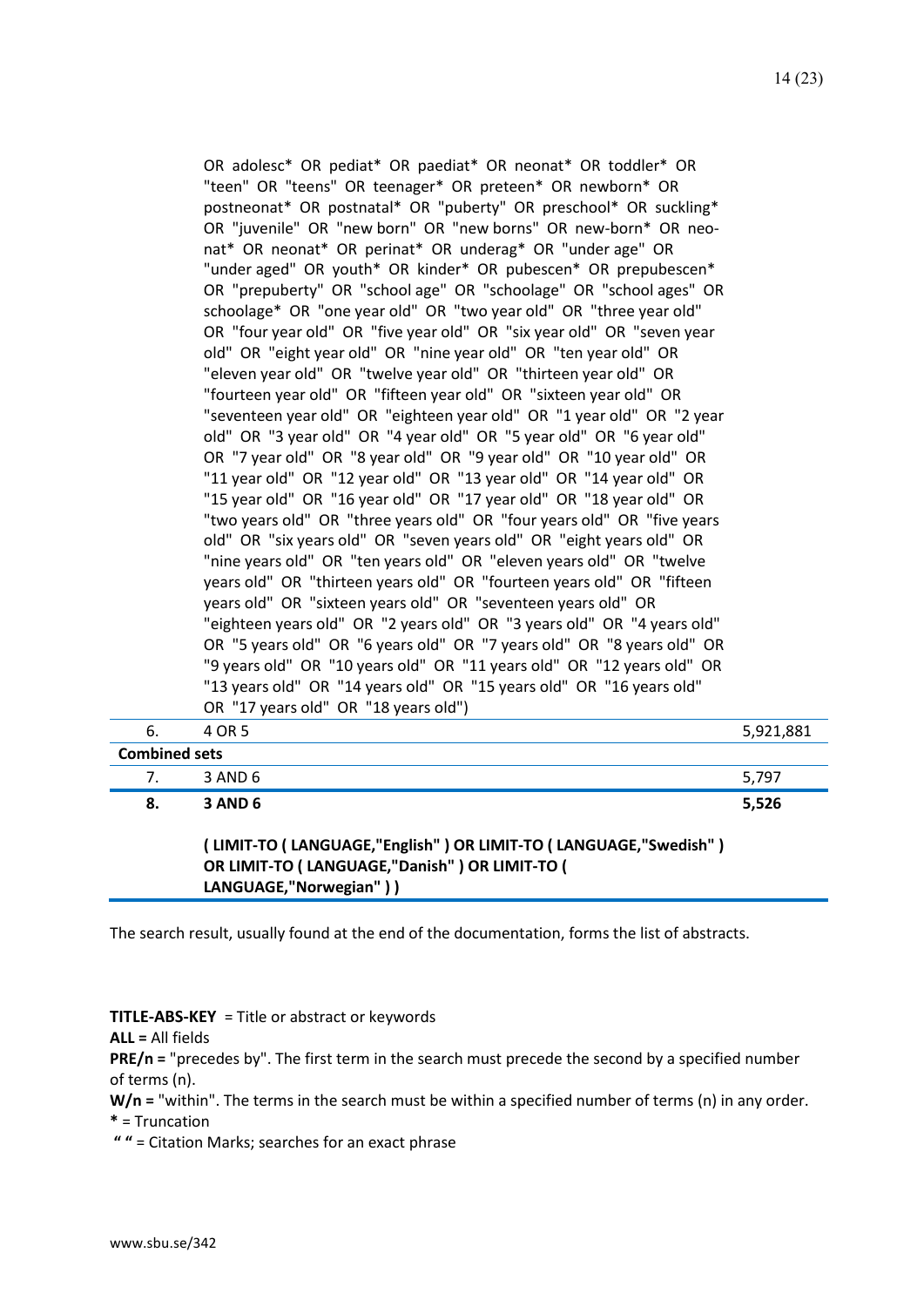| | | |
|---|---|---|
| | OR adolesc* OR pediat* OR paediat* OR neonat* OR toddler* OR "teen" OR "teens" OR teenager* OR preteen* OR newborn* OR postneonat* OR postnatal* OR "puberty" OR preschool* OR suckling* OR "juvenile" OR "new born" OR "new borns" OR new-born* OR neo-nat* OR neonat* OR perinat* OR underag* OR "under age" OR "under aged" OR youth* OR kinder* OR pubescen* OR prepubescen* OR "prepuberty" OR "school age" OR "schoolage" OR "school ages" OR schoolage* OR "one year old" OR "two year old" OR "three year old" OR "four year old" OR "five year old" OR "six year old" OR "seven year old" OR "eight year old" OR "nine year old" OR "ten year old" OR "eleven year old" OR "twelve year old" OR "thirteen year old" OR "fourteen year old" OR "fifteen year old" OR "sixteen year old" OR "seventeen year old" OR "eighteen year old" OR "1 year old" OR "2 year old" OR "3 year old" OR "4 year old" OR "5 year old" OR "6 year old" OR "7 year old" OR "8 year old" OR "9 year old" OR "10 year old" OR "11 year old" OR "12 year old" OR "13 year old" OR "14 year old" OR "15 year old" OR "16 year old" OR "17 year old" OR "18 year old" OR "two years old" OR "three years old" OR "four years old" OR "five years old" OR "six years old" OR "seven years old" OR "eight years old" OR "nine years old" OR "ten years old" OR "eleven years old" OR "twelve years old" OR "thirteen years old" OR "fourteen years old" OR "fifteen years old" OR "sixteen years old" OR "seventeen years old" OR "eighteen years old" OR "2 years old" OR "3 years old" OR "4 years old" OR "5 years old" OR "6 years old" OR "7 years old" OR "8 years old" OR "9 years old" OR "10 years old" OR "11 years old" OR "12 years old" OR "13 years old" OR "14 years old" OR "15 years old" OR "16 years old" OR "17 years old" OR "18 years old") | |
| 6. | 4 OR 5 | 5,921,881 |
| **Combined sets** | | |
| 7. | 3 AND 6 | 5,797 |
| **8.** | **3 AND 6**<br><br>**( LIMIT-TO ( LANGUAGE,"English" ) OR LIMIT-TO ( LANGUAGE,"Swedish" ) OR LIMIT-TO ( LANGUAGE,"Danish" ) OR LIMIT-TO ( LANGUAGE,"Norwegian" ) )** | **5,526** |

The search result, usually found at the end of the documentation, forms the list of abstracts.

**TITLE-ABS-KEY** = Title or abstract or keywords
**ALL =** All fields
**PRE/n =** "precedes by". The first term in the search must precede the second by a specified number of terms (n).
**W/n =** "within". The terms in the search must be within a specified number of terms (n) in any order.
**\*** = Truncation
**" "** = Citation Marks; searches for an exact phrase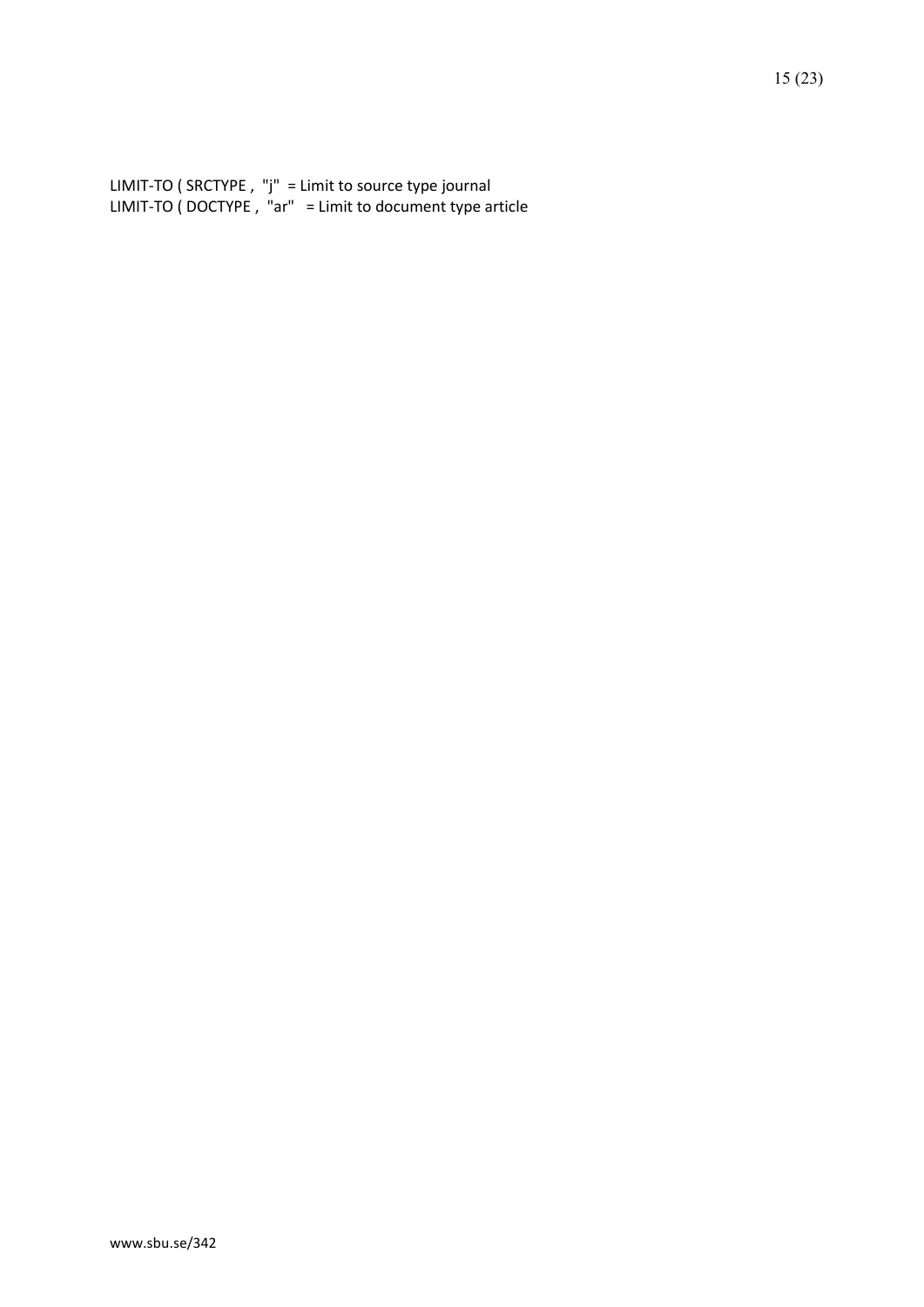LIMIT-TO ( SRCTYPE , "j" = Limit to source type journal
LIMIT-TO ( DOCTYPE , "ar" = Limit to document type article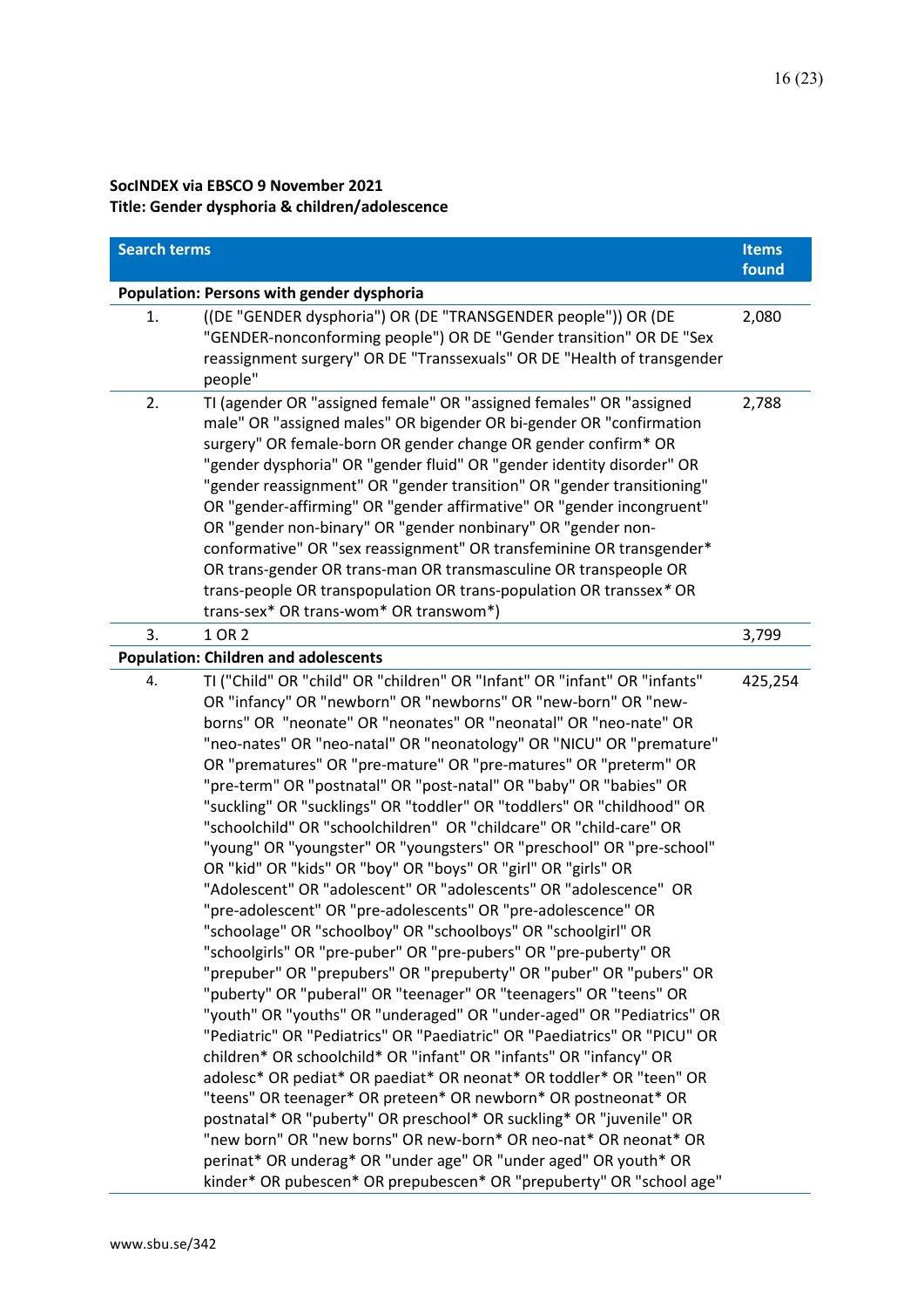**SocINDEX via EBSCO 9 November 2021**
**Title: Gender dysphoria & children/adolescence**

| | Search terms | Items found |
|---|---|---|
| **Population: Persons with gender dysphoria** | | |
| 1. | ((DE "GENDER dysphoria") OR (DE "TRANSGENDER people")) OR (DE "GENDER-nonconforming people") OR DE "Gender transition" OR DE "Sex reassignment surgery" OR DE "Transsexuals" OR DE "Health of transgender people" | 2,080 |
| 2. | TI (agender OR "assigned female" OR "assigned females" OR "assigned male" OR "assigned males" OR bigender OR bi-gender OR "confirmation surgery" OR female-born OR gender change OR gender confirm* OR "gender dysphoria" OR "gender fluid" OR "gender identity disorder" OR "gender reassignment" OR "gender transition" OR "gender transitioning" OR "gender-affirming" OR "gender affirmative" OR "gender incongruent" OR "gender non-binary" OR "gender nonbinary" OR "gender non-conformative" OR "sex reassignment" OR transfeminine OR transgender* OR trans-gender OR trans-man OR transmasculine OR transpeople OR trans-people OR transpopulation OR trans-population OR transsex* OR trans-sex* OR trans-wom* OR transwom*) | 2,788 |
| 3. | 1 OR 2 | 3,799 |
| **Population: Children and adolescents** | | |
| 4. | TI ("Child" OR "child" OR "children" OR "Infant" OR "infant" OR "infants" OR "infancy" OR "newborn" OR "newborns" OR "new-born" OR "new-borns" OR "neonate" OR "neonates" OR "neonatal" OR "neo-nate" OR "neo-nates" OR "neo-natal" OR "neonatology" OR "NICU" OR "premature" OR "prematures" OR "pre-mature" OR "pre-matures" OR "preterm" OR "pre-term" OR "postnatal" OR "post-natal" OR "baby" OR "babies" OR "suckling" OR "sucklings" OR "toddler" OR "toddlers" OR "childhood" OR "schoolchild" OR "schoolchildren" OR "childcare" OR "child-care" OR "young" OR "youngster" OR "youngsters" OR "preschool" OR "pre-school" OR "kid" OR "kids" OR "boy" OR "boys" OR "girl" OR "girls" OR "Adolescent" OR "adolescent" OR "adolescents" OR "adolescence" OR "pre-adolescent" OR "pre-adolescents" OR "pre-adolescence" OR "schoolage" OR "schoolboy" OR "schoolboys" OR "schoolgirl" OR "schoolgirls" OR "pre-puber" OR "pre-pubers" OR "pre-puberty" OR "prepuber" OR "prepubers" OR "prepuberty" OR "puber" OR "pubers" OR "puberty" OR "puberal" OR "teenager" OR "teenagers" OR "teens" OR "youth" OR "youths" OR "underaged" OR "under-aged" OR "Pediatrics" OR "Pediatric" OR "Pediatrics" OR "Paediatric" OR "Paediatrics" OR "PICU" OR children* OR schoolchild* OR "infant" OR "infants" OR "infancy" OR adolesc* OR pediat* OR paediat* OR neonat* OR toddler* OR "teen" OR "teens" OR teenager* OR preteen* OR newborn* OR postneonat* OR postnatal* OR "puberty" OR preschool* OR suckling* OR "juvenile" OR "new born" OR "new borns" OR new-born* OR neo-nat* OR neonat* OR perinat* OR underag* OR "under age" OR "under aged" OR youth* OR kinder* OR pubescen* OR prepubescen* OR "prepuberty" OR "school age" | 425,254 |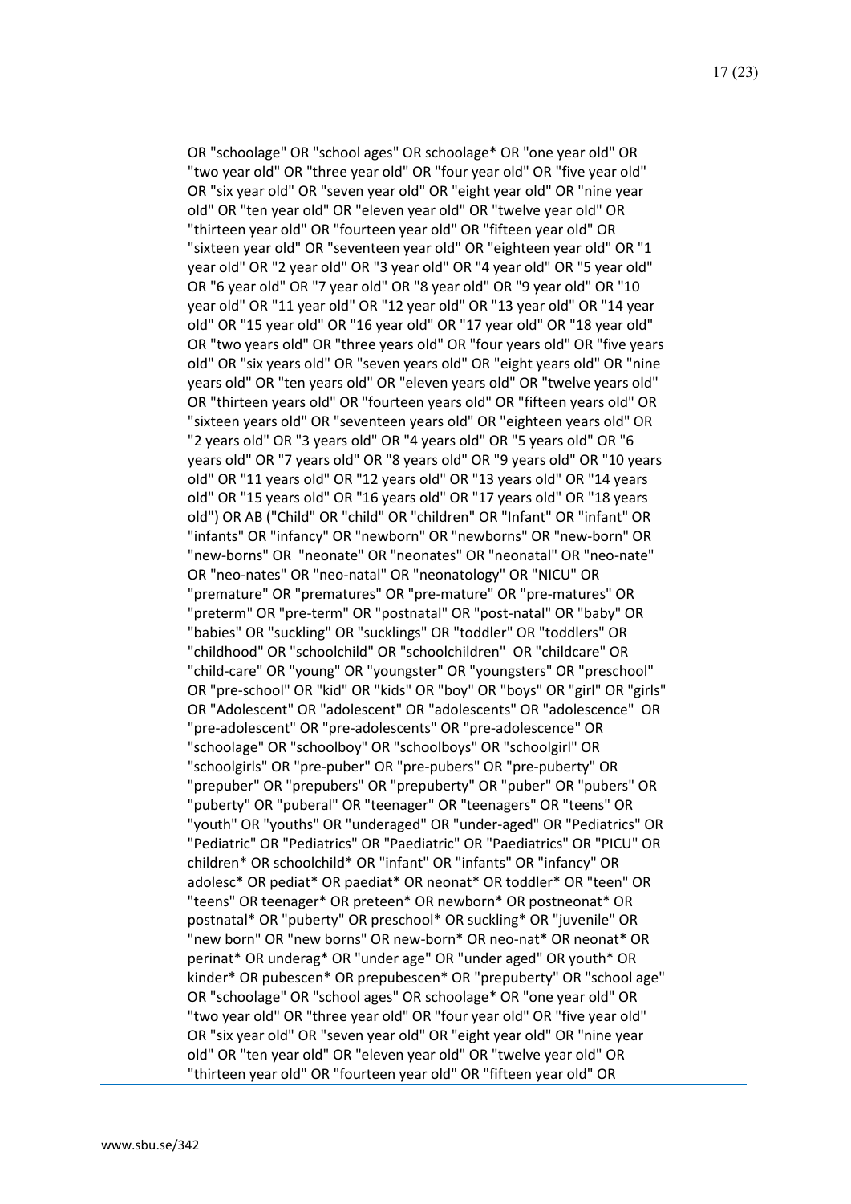OR "schoolage" OR "school ages" OR schoolage* OR "one year old" OR "two year old" OR "three year old" OR "four year old" OR "five year old" OR "six year old" OR "seven year old" OR "eight year old" OR "nine year old" OR "ten year old" OR "eleven year old" OR "twelve year old" OR "thirteen year old" OR "fourteen year old" OR "fifteen year old" OR "sixteen year old" OR "seventeen year old" OR "eighteen year old" OR "1 year old" OR "2 year old" OR "3 year old" OR "4 year old" OR "5 year old" OR "6 year old" OR "7 year old" OR "8 year old" OR "9 year old" OR "10 year old" OR "11 year old" OR "12 year old" OR "13 year old" OR "14 year old" OR "15 year old" OR "16 year old" OR "17 year old" OR "18 year old" OR "two years old" OR "three years old" OR "four years old" OR "five years old" OR "six years old" OR "seven years old" OR "eight years old" OR "nine years old" OR "ten years old" OR "eleven years old" OR "twelve years old" OR "thirteen years old" OR "fourteen years old" OR "fifteen years old" OR "sixteen years old" OR "seventeen years old" OR "eighteen years old" OR "2 years old" OR "3 years old" OR "4 years old" OR "5 years old" OR "6 years old" OR "7 years old" OR "8 years old" OR "9 years old" OR "10 years old" OR "11 years old" OR "12 years old" OR "13 years old" OR "14 years old" OR "15 years old" OR "16 years old" OR "17 years old" OR "18 years old") OR AB ("Child" OR "child" OR "children" OR "Infant" OR "infant" OR "infants" OR "infancy" OR "newborn" OR "newborns" OR "new-born" OR "new-borns" OR "neonate" OR "neonates" OR "neonatal" OR "neo-nate" OR "neo-nates" OR "neo-natal" OR "neonatology" OR "NICU" OR "premature" OR "prematures" OR "pre-mature" OR "pre-matures" OR "preterm" OR "pre-term" OR "postnatal" OR "post-natal" OR "baby" OR "babies" OR "suckling" OR "sucklings" OR "toddler" OR "toddlers" OR "childhood" OR "schoolchild" OR "schoolchildren" OR "childcare" OR "child-care" OR "young" OR "youngster" OR "youngsters" OR "preschool" OR "pre-school" OR "kid" OR "kids" OR "boy" OR "boys" OR "girl" OR "girls" OR "Adolescent" OR "adolescent" OR "adolescents" OR "adolescence" OR "pre-adolescent" OR "pre-adolescents" OR "pre-adolescence" OR "schoolage" OR "schoolboy" OR "schoolboys" OR "schoolgirl" OR "schoolgirls" OR "pre-puber" OR "pre-pubers" OR "pre-puberty" OR "prepuber" OR "prepubers" OR "prepuberty" OR "puber" OR "pubers" OR "puberty" OR "puberal" OR "teenager" OR "teenagers" OR "teens" OR "youth" OR "youths" OR "underaged" OR "under-aged" OR "Pediatrics" OR "Pediatric" OR "Pediatrics" OR "Paediatric" OR "Paediatrics" OR "PICU" OR children* OR schoolchild* OR "infant" OR "infants" OR "infancy" OR adolesc* OR pediat* OR paediat* OR neonat* OR toddler* OR "teen" OR "teens" OR teenager* OR preteen* OR newborn* OR postneonat* OR postnatal* OR "puberty" OR preschool* OR suckling* OR "juvenile" OR "new born" OR "new borns" OR new-born* OR neo-nat* OR neonat* OR perinat* OR underag* OR "under age" OR "under aged" OR youth* OR kinder* OR pubescen* OR prepubescen* OR "prepuberty" OR "school age" OR "schoolage" OR "school ages" OR schoolage* OR "one year old" OR "two year old" OR "three year old" OR "four year old" OR "five year old" OR "six year old" OR "seven year old" OR "eight year old" OR "nine year old" OR "ten year old" OR "eleven year old" OR "twelve year old" OR "thirteen year old" OR "fourteen year old" OR "fifteen year old" OR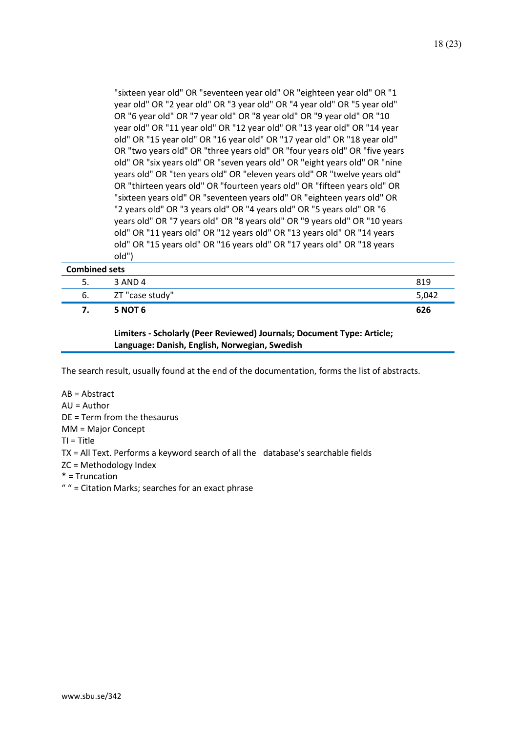"sixteen year old" OR "seventeen year old" OR "eighteen year old" OR "1 year old" OR "2 year old" OR "3 year old" OR "4 year old" OR "5 year old" OR "6 year old" OR "7 year old" OR "8 year old" OR "9 year old" OR "10 year old" OR "11 year old" OR "12 year old" OR "13 year old" OR "14 year old" OR "15 year old" OR "16 year old" OR "17 year old" OR "18 year old" OR "two years old" OR "three years old" OR "four years old" OR "five years old" OR "six years old" OR "seven years old" OR "eight years old" OR "nine years old" OR "ten years old" OR "eleven years old" OR "twelve years old" OR "thirteen years old" OR "fourteen years old" OR "fifteen years old" OR "sixteen years old" OR "seventeen years old" OR "eighteen years old" OR "2 years old" OR "3 years old" OR "4 years old" OR "5 years old" OR "6 years old" OR "7 years old" OR "8 years old" OR "9 years old" OR "10 years old" OR "11 years old" OR "12 years old" OR "13 years old" OR "14 years old" OR "15 years old" OR "16 years old" OR "17 years old" OR "18 years old")

| **Combined sets** | | |
|---|---|---|
| 5. | 3 AND 4 | 819 |
| 6. | ZT "case study" | 5,042 |
| **7.** | **5 NOT 6** | **626** |

**Limiters - Scholarly (Peer Reviewed) Journals; Document Type: Article; Language: Danish, English, Norwegian, Swedish**

The search result, usually found at the end of the documentation, forms the list of abstracts.

AB = Abstract
AU = Author
DE = Term from the thesaurus
MM = Major Concept
TI = Title
TX = All Text. Performs a keyword search of all the database's searchable fields
ZC = Methodology Index
* = Truncation
" " = Citation Marks; searches for an exact phrase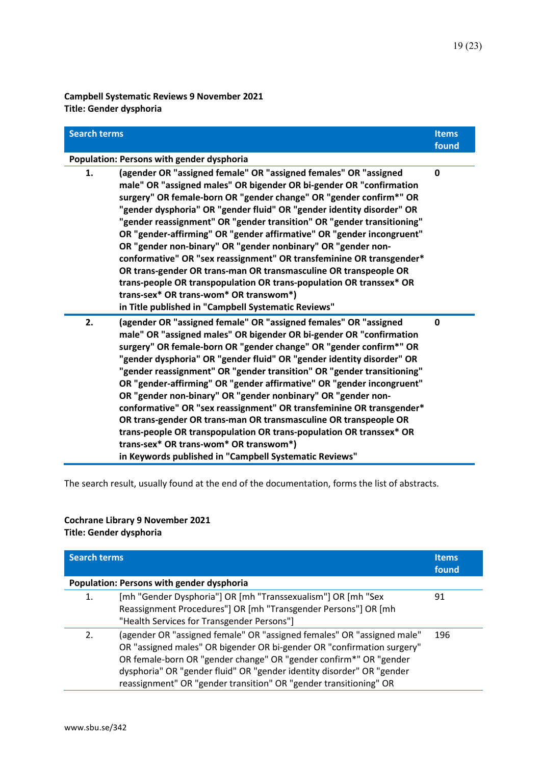**Campbell Systematic Reviews 9 November 2021**
**Title: Gender dysphoria**

| Search terms | | Items found |
|---|---|---|
| **Population: Persons with gender dysphoria** | | |
| **1.** | **(agender OR "assigned female" OR "assigned females" OR "assigned male" OR "assigned males" OR bigender OR bi-gender OR "confirmation surgery" OR female-born OR "gender change" OR "gender confirm*" OR "gender dysphoria" OR "gender fluid" OR "gender identity disorder" OR "gender reassignment" OR "gender transition" OR "gender transitioning" OR "gender-affirming" OR "gender affirmative" OR "gender incongruent" OR "gender non-binary" OR "gender nonbinary" OR "gender non-conformative" OR "sex reassignment" OR transfeminine OR transgender* OR trans-gender OR trans-man OR transmasculine OR transpeople OR trans-people OR transpopulation OR trans-population OR transsex* OR trans-sex* OR trans-wom* OR transwom*) in Title published in "Campbell Systematic Reviews"** | **0** |
| **2.** | **(agender OR "assigned female" OR "assigned females" OR "assigned male" OR "assigned males" OR bigender OR bi-gender OR "confirmation surgery" OR female-born OR "gender change" OR "gender confirm*" OR "gender dysphoria" OR "gender fluid" OR "gender identity disorder" OR "gender reassignment" OR "gender transition" OR "gender transitioning" OR "gender-affirming" OR "gender affirmative" OR "gender incongruent" OR "gender non-binary" OR "gender nonbinary" OR "gender non-conformative" OR "sex reassignment" OR transfeminine OR transgender* OR trans-gender OR trans-man OR transmasculine OR transpeople OR trans-people OR transpopulation OR trans-population OR transsex* OR trans-sex* OR trans-wom* OR transwom*) in Keywords published in "Campbell Systematic Reviews"** | **0** |

The search result, usually found at the end of the documentation, forms the list of abstracts.

**Cochrane Library 9 November 2021**
**Title: Gender dysphoria**

| Search terms | | Items found |
|---|---|---|
| **Population: Persons with gender dysphoria** | | |
| 1. | [mh "Gender Dysphoria"] OR [mh "Transsexualism"] OR [mh "Sex Reassignment Procedures"] OR [mh "Transgender Persons"] OR [mh "Health Services for Transgender Persons"] | 91 |
| 2. | (agender OR "assigned female" OR "assigned females" OR "assigned male" OR "assigned males" OR bigender OR bi-gender OR "confirmation surgery" OR female-born OR "gender change" OR "gender confirm*" OR "gender dysphoria" OR "gender fluid" OR "gender identity disorder" OR "gender reassignment" OR "gender transition" OR "gender transitioning" OR | 196 |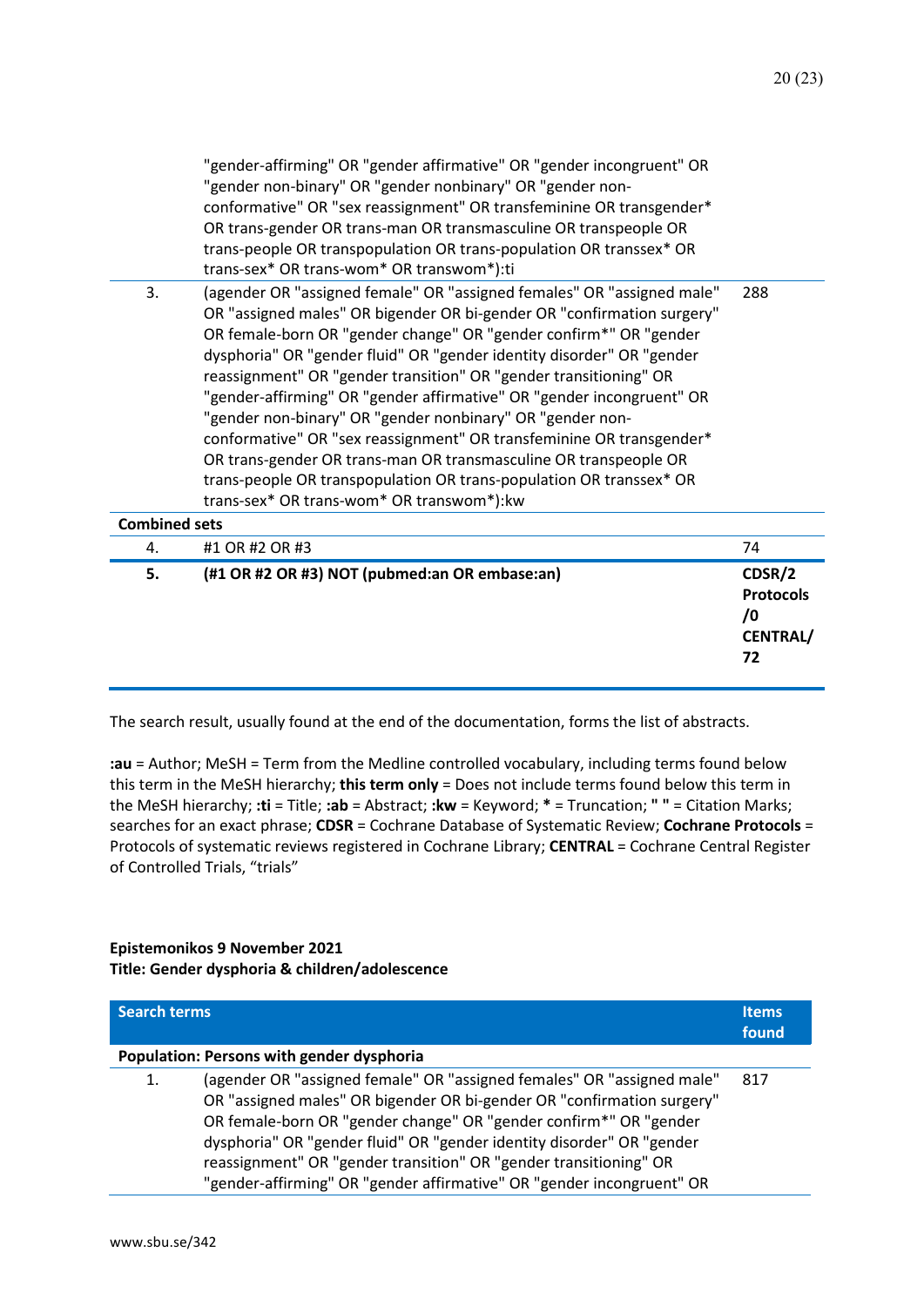| | | |
|---|---|---|
| | "gender-affirming" OR "gender affirmative" OR "gender incongruent" OR "gender non-binary" OR "gender nonbinary" OR "gender non-conformative" OR "sex reassignment" OR transfeminine OR transgender* OR trans-gender OR trans-man OR transmasculine OR transpeople OR trans-people OR transpopulation OR trans-population OR transsex* OR trans-sex* OR trans-wom* OR transwom*):ti | |
| 3. | (agender OR "assigned female" OR "assigned females" OR "assigned male" OR "assigned males" OR bigender OR bi-gender OR "confirmation surgery" OR female-born OR "gender change" OR "gender confirm*" OR "gender dysphoria" OR "gender fluid" OR "gender identity disorder" OR "gender reassignment" OR "gender transition" OR "gender transitioning" OR "gender-affirming" OR "gender affirmative" OR "gender incongruent" OR "gender non-binary" OR "gender nonbinary" OR "gender non-conformative" OR "sex reassignment" OR transfeminine OR transgender* OR trans-gender OR trans-man OR transmasculine OR transpeople OR trans-people OR transpopulation OR trans-population OR transsex* OR trans-sex* OR trans-wom* OR transwom*):kw | 288 |
| **Combined sets** | | |
| 4. | #1 OR #2 OR #3 | 74 |
| **5.** | **(#1 OR #2 OR #3) NOT (pubmed:an OR embase:an)** | **CDSR/2 Protocols /0 CENTRAL/ 72** |

The search result, usually found at the end of the documentation, forms the list of abstracts.

**:au** = Author; MeSH = Term from the Medline controlled vocabulary, including terms found below this term in the MeSH hierarchy; **this term only** = Does not include terms found below this term in the MeSH hierarchy; **:ti** = Title; **:ab** = Abstract; **:kw** = Keyword; **\*** = Truncation; **" "** = Citation Marks; searches for an exact phrase; **CDSR** = Cochrane Database of Systematic Review; **Cochrane Protocols** = Protocols of systematic reviews registered in Cochrane Library; **CENTRAL** = Cochrane Central Register of Controlled Trials, "trials"

**Epistemonikos 9 November 2021**
**Title: Gender dysphoria & children/adolescence**

| Search terms | | Items found |
|---|---|---|
| **Population: Persons with gender dysphoria** | | |
| 1. | (agender OR "assigned female" OR "assigned females" OR "assigned male" OR "assigned males" OR bigender OR bi-gender OR "confirmation surgery" OR female-born OR "gender change" OR "gender confirm*" OR "gender dysphoria" OR "gender fluid" OR "gender identity disorder" OR "gender reassignment" OR "gender transition" OR "gender transitioning" OR "gender-affirming" OR "gender affirmative" OR "gender incongruent" OR | 817 |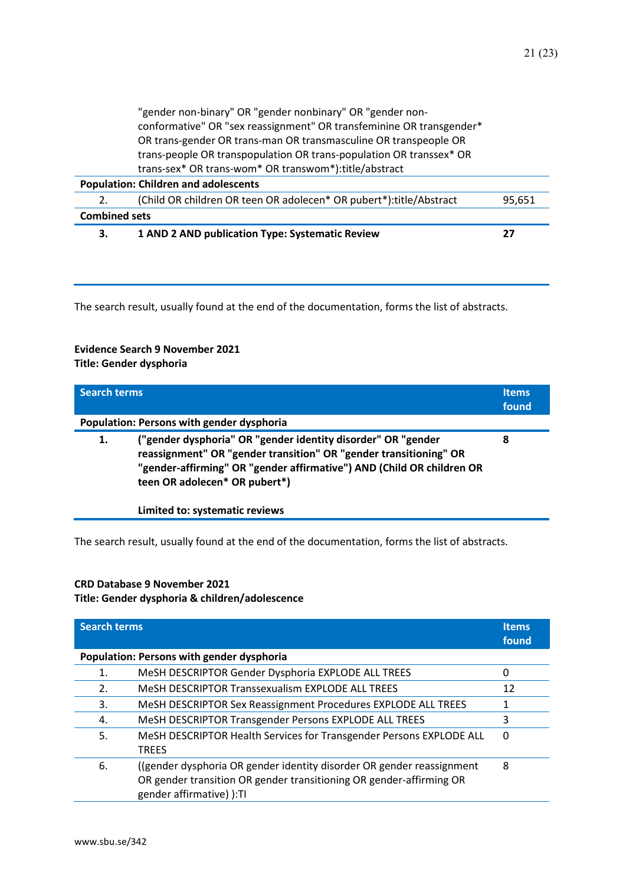| | | |
|---|---|---|
| | "gender non-binary" OR "gender nonbinary" OR "gender non-conformative" OR "sex reassignment" OR transfeminine OR transgender* OR trans-gender OR trans-man OR transmasculine OR transpeople OR trans-people OR transpopulation OR trans-population OR transsex* OR trans-sex* OR trans-wom* OR transwom*):title/abstract | |
| **Population: Children and adolescents** | | |
| 2. | (Child OR children OR teen OR adolecen* OR pubert*):title/Abstract | 95,651 |
| **Combined sets** | | |
| **3.** | **1 AND 2 AND publication Type: Systematic Review** | **27** |

The search result, usually found at the end of the documentation, forms the list of abstracts.

**Evidence Search 9 November 2021**
**Title: Gender dysphoria**

| | Search terms | Items found |
|---|---|---|
| **Population: Persons with gender dysphoria** | | |
| **1.** | **("gender dysphoria" OR "gender identity disorder" OR "gender reassignment" OR "gender transition" OR "gender transitioning" OR "gender-affirming" OR "gender affirmative") AND (Child OR children OR teen OR adolecen* OR pubert*)**<br><br>**Limited to: systematic reviews** | **8** |

The search result, usually found at the end of the documentation, forms the list of abstracts.

**CRD Database 9 November 2021**
**Title: Gender dysphoria & children/adolescence**

| | Search terms | Items found |
|---|---|---|
| **Population: Persons with gender dysphoria** | | |
| 1. | MeSH DESCRIPTOR Gender Dysphoria EXPLODE ALL TREES | 0 |
| 2. | MeSH DESCRIPTOR Transsexualism EXPLODE ALL TREES | 12 |
| 3. | MeSH DESCRIPTOR Sex Reassignment Procedures EXPLODE ALL TREES | 1 |
| 4. | MeSH DESCRIPTOR Transgender Persons EXPLODE ALL TREES | 3 |
| 5. | MeSH DESCRIPTOR Health Services for Transgender Persons EXPLODE ALL TREES | 0 |
| 6. | ((gender dysphoria OR gender identity disorder OR gender reassignment OR gender transition OR gender transitioning OR gender-affirming OR gender affirmative) ):TI | 8 |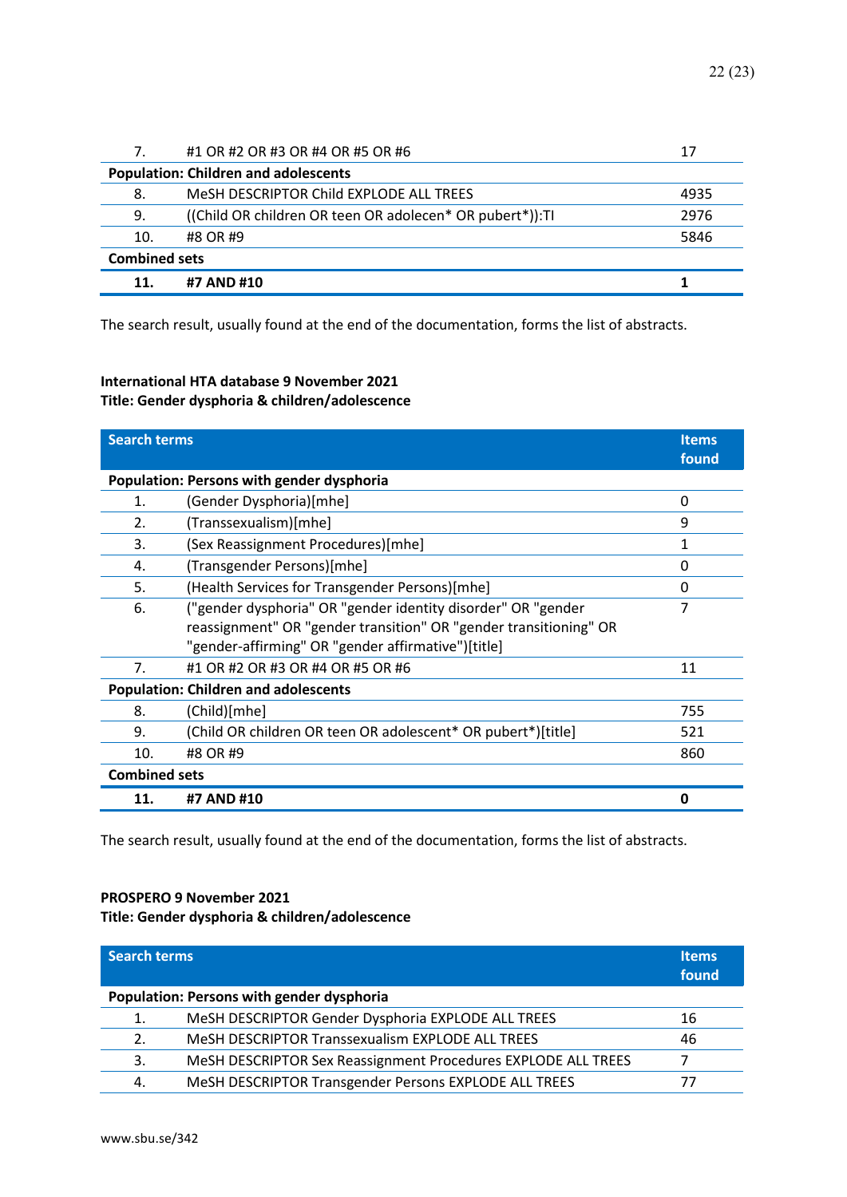| | | |
|---|---|---|
| 7. | #1 OR #2 OR #3 OR #4 OR #5 OR #6 | 17 |
| **Population: Children and adolescents** | | |
| 8. | MeSH DESCRIPTOR Child EXPLODE ALL TREES | 4935 |
| 9. | ((Child OR children OR teen OR adolecen* OR pubert*)):TI | 2976 |
| 10. | #8 OR #9 | 5846 |
| **Combined sets** | | |
| **11.** | **#7 AND #10** | **1** |

The search result, usually found at the end of the documentation, forms the list of abstracts.

**International HTA database 9 November 2021**
**Title: Gender dysphoria & children/adolescence**

| Search terms | | Items found |
|---|---|---|
| **Population: Persons with gender dysphoria** | | |
| 1. | (Gender Dysphoria)[mhe] | 0 |
| 2. | (Transsexualism)[mhe] | 9 |
| 3. | (Sex Reassignment Procedures)[mhe] | 1 |
| 4. | (Transgender Persons)[mhe] | 0 |
| 5. | (Health Services for Transgender Persons)[mhe] | 0 |
| 6. | ("gender dysphoria" OR "gender identity disorder" OR "gender reassignment" OR "gender transition" OR "gender transitioning" OR "gender-affirming" OR "gender affirmative")[title] | 7 |
| 7. | #1 OR #2 OR #3 OR #4 OR #5 OR #6 | 11 |
| **Population: Children and adolescents** | | |
| 8. | (Child)[mhe] | 755 |
| 9. | (Child OR children OR teen OR adolescent* OR pubert*)[title] | 521 |
| 10. | #8 OR #9 | 860 |
| **Combined sets** | | |
| **11.** | **#7 AND #10** | **0** |

The search result, usually found at the end of the documentation, forms the list of abstracts.

**PROSPERO 9 November 2021**
**Title: Gender dysphoria & children/adolescence**

| Search terms | | Items found |
|---|---|---|
| **Population: Persons with gender dysphoria** | | |
| 1. | MeSH DESCRIPTOR Gender Dysphoria EXPLODE ALL TREES | 16 |
| 2. | MeSH DESCRIPTOR Transsexualism EXPLODE ALL TREES | 46 |
| 3. | MeSH DESCRIPTOR Sex Reassignment Procedures EXPLODE ALL TREES | 7 |
| 4. | MeSH DESCRIPTOR Transgender Persons EXPLODE ALL TREES | 77 |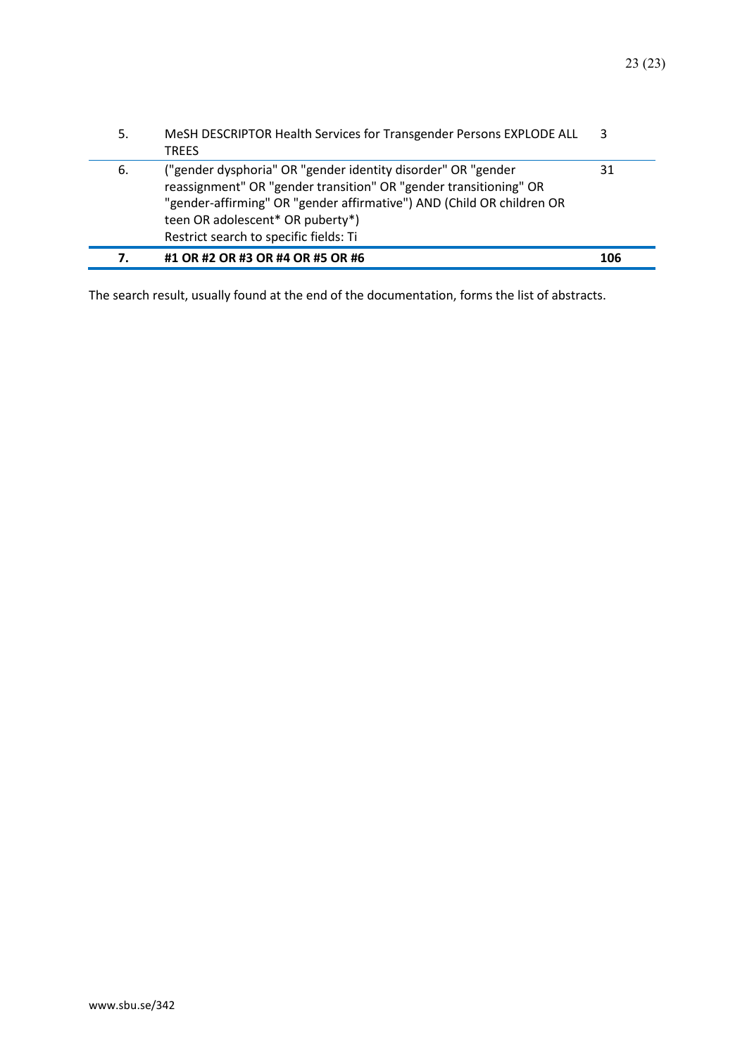| | | |
|---|---|---|
| 5. | MeSH DESCRIPTOR Health Services for Transgender Persons EXPLODE ALL TREES | 3 |
| 6. | ("gender dysphoria" OR "gender identity disorder" OR "gender reassignment" OR "gender transition" OR "gender transitioning" OR "gender-affirming" OR "gender affirmative") AND (Child OR children OR teen OR adolescent* OR puberty*)<br>Restrict search to specific fields: Ti | 31 |
| **7.** | **#1 OR #2 OR #3 OR #4 OR #5 OR #6** | **106** |

The search result, usually found at the end of the documentation, forms the list of abstracts.

www.sbu.se/342